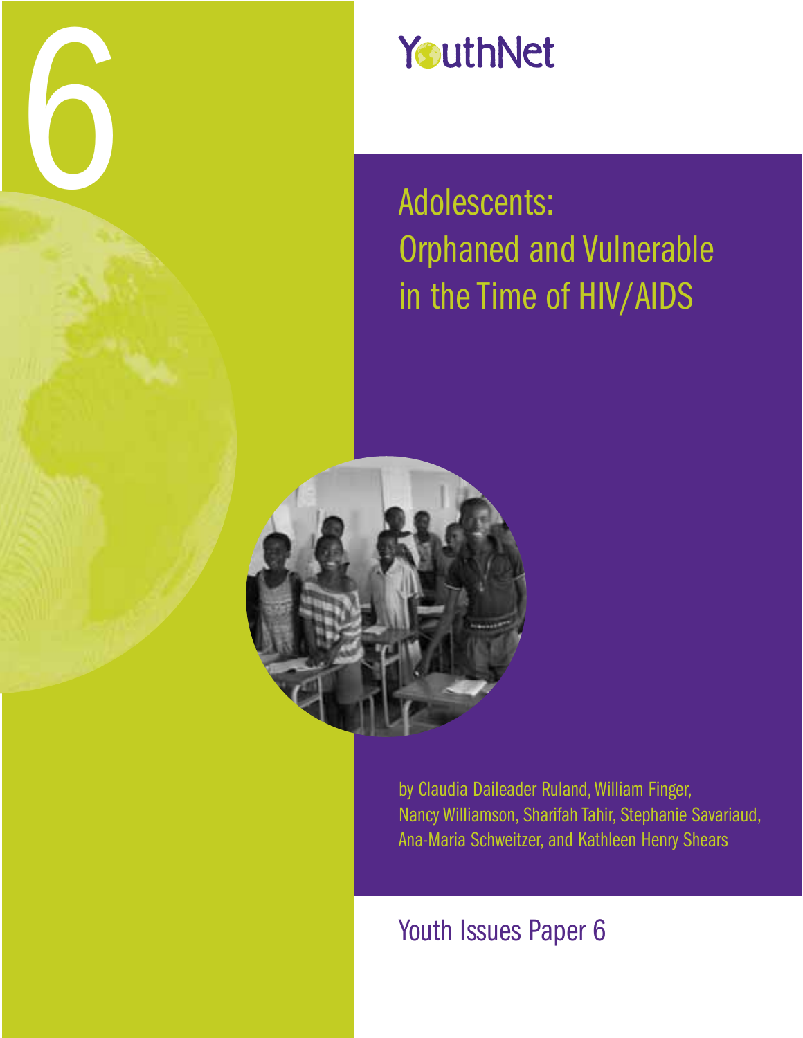6

YouthNet

# Adolescents: Orphaned and Vulnerable in the Time of HIV/AIDS

by Claudia Daileader Ruland, William Finger, Nancy Williamson, Sharifah Tahir, Stephanie Savariaud, Ana-Maria Schweitzer, and Kathleen Henry Shears

Youth Issues Paper 6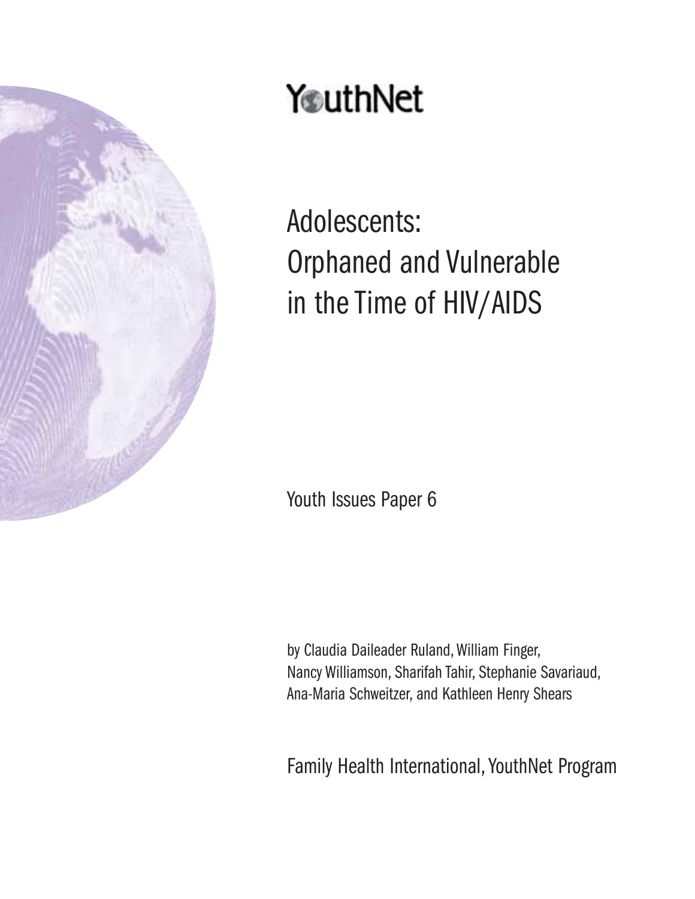# YouthNet

# Adolescents: Orphaned and Vulnerable in the Time of HIV/AIDS

Youth Issues Paper 6

by Claudia Daileader Ruland, William Finger, Nancy Williamson, Sharifah Tahir, Stephanie Savariaud, Ana-Maria Schweitzer, and Kathleen Henry Shears

Family Health International, YouthNet Program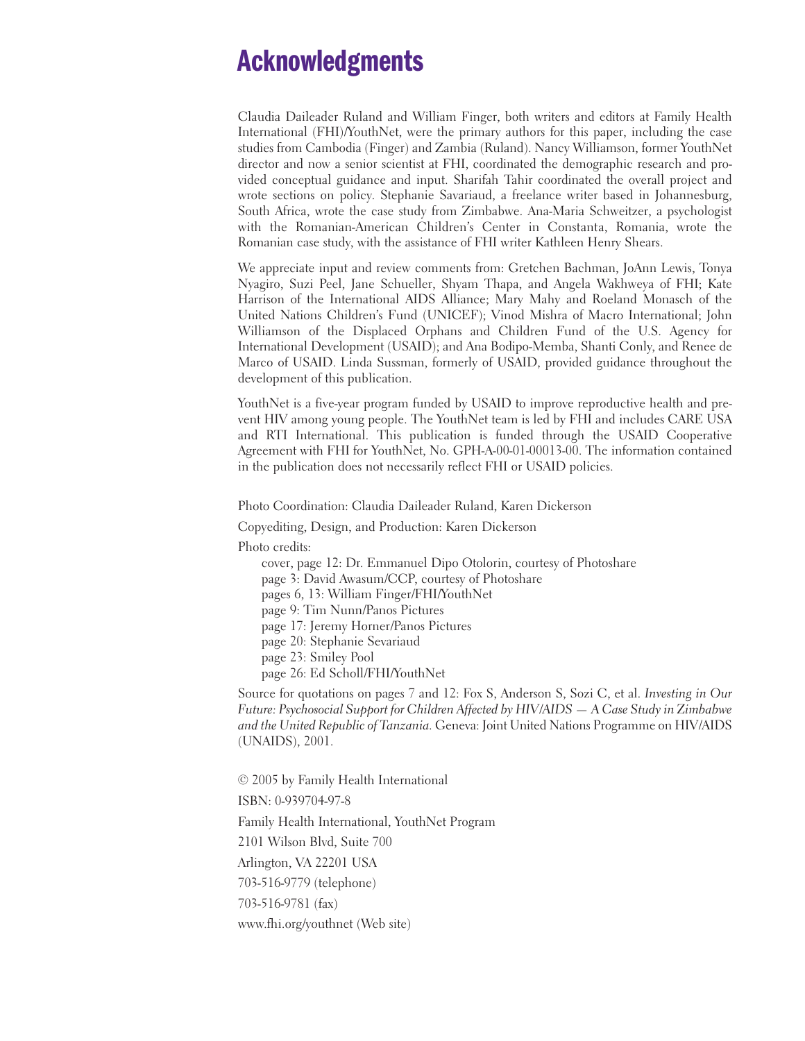# Acknowledgments

Claudia Daileader Ruland and William Finger, both writers and editors at Family Health International (FHI)/YouthNet, were the primary authors for this paper, including the case studies from Cambodia (Finger) and Zambia (Ruland). Nancy Williamson, former YouthNet director and now a senior scientist at FHI, coordinated the demographic research and provided conceptual guidance and input. Sharifah Tahir coordinated the overall project and wrote sections on policy. Stephanie Savariaud, a freelance writer based in Johannesburg, South Africa, wrote the case study from Zimbabwe. Ana-Maria Schweitzer, a psychologist with the Romanian-American Children's Center in Constanta, Romania, wrote the Romanian case study, with the assistance of FHI writer Kathleen Henry Shears.

We appreciate input and review comments from: Gretchen Bachman, JoAnn Lewis, Tonya Nyagiro, Suzi Peel, Jane Schueller, Shyam Thapa, and Angela Wakhweya of FHI; Kate Harrison of the International AIDS Alliance; Mary Mahy and Roeland Monasch of the United Nations Children's Fund (UNICEF); Vinod Mishra of Macro International; John Williamson of the Displaced Orphans and Children Fund of the U.S. Agency for International Development (USAID); and Ana Bodipo-Memba, Shanti Conly, and Renee de Marco of USAID. Linda Sussman, formerly of USAID, provided guidance throughout the development of this publication.

YouthNet is a five-year program funded by USAID to improve reproductive health and prevent HIV among young people. The YouthNet team is led by FHI and includes CARE USA and RTI International. This publication is funded through the USAID Cooperative Agreement with FHI for YouthNet, No. GPH-A-00-01-00013-00. The information contained in the publication does not necessarily reflect FHI or USAID policies.

Photo Coordination: Claudia Daileader Ruland, Karen Dickerson

Copyediting, Design, and Production: Karen Dickerson

Photo credits:

- cover, page 12: Dr. Emmanuel Dipo Otolorin, courtesy of Photoshare
- page 3: David Awasum/CCP, courtesy of Photoshare
- pages 6, 13: William Finger/FHI/YouthNet
- page 9: Tim Nunn/Panos Pictures
- page 17: Jeremy Horner/Panos Pictures
- page 20: Stephanie Sevariaud
- page 23: Smiley Pool
- page 26: Ed Scholl/FHI/YouthNet

Source for quotations on pages 7 and 12: Fox S, Anderson S, Sozi C, et al. *Investing in Our Future: Psychosocial Support for Children Affected by HIV/AIDS — A Case Study in Zimbabwe and the United Republic of Tanzania.* Geneva: Joint United Nations Programme on HIV/AIDS (UNAIDS), 2001.

© 2005 by Family Health International

ISBN: 0-939704-97-8

Family Health International, YouthNet Program

2101 Wilson Blvd, Suite 700

Arlington, VA 22201 USA

703-516-9779 (telephone)

703-516-9781 (fax)

www.fhi.org/youthnet (Web site)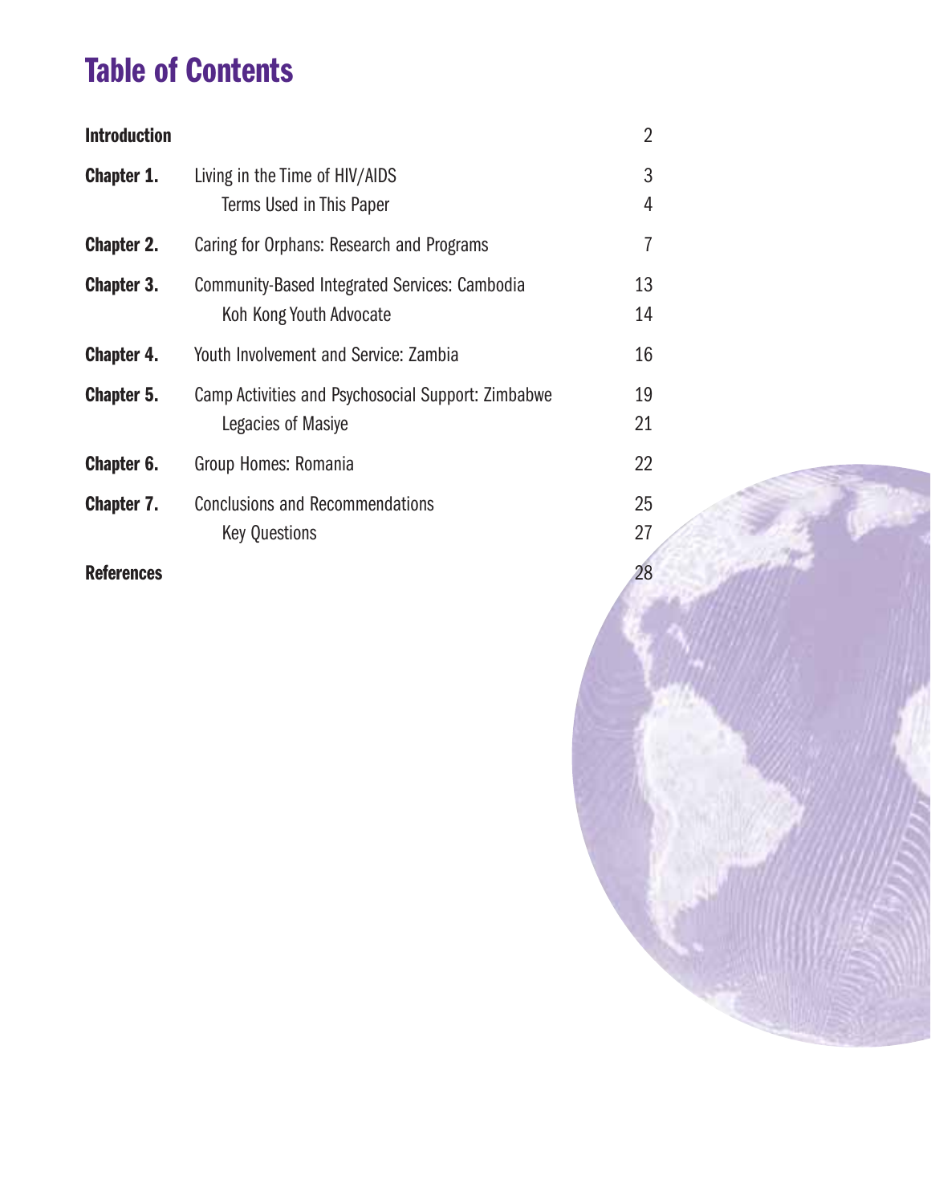# Table of Contents

| | | |
|---|---|---|
| **Introduction** | | 2 |
| **Chapter 1.** | Living in the Time of HIV/AIDS | 3 |
| | Terms Used in This Paper | 4 |
| **Chapter 2.** | Caring for Orphans: Research and Programs | 7 |
| **Chapter 3.** | Community-Based Integrated Services: Cambodia | 13 |
| | Koh Kong Youth Advocate | 14 |
| **Chapter 4.** | Youth Involvement and Service: Zambia | 16 |
| **Chapter 5.** | Camp Activities and Psychosocial Support: Zimbabwe | 19 |
| | Legacies of Masiye | 21 |
| **Chapter 6.** | Group Homes: Romania | 22 |
| **Chapter 7.** | Conclusions and Recommendations | 25 |
| | Key Questions | 27 |
| **References** | | 28 |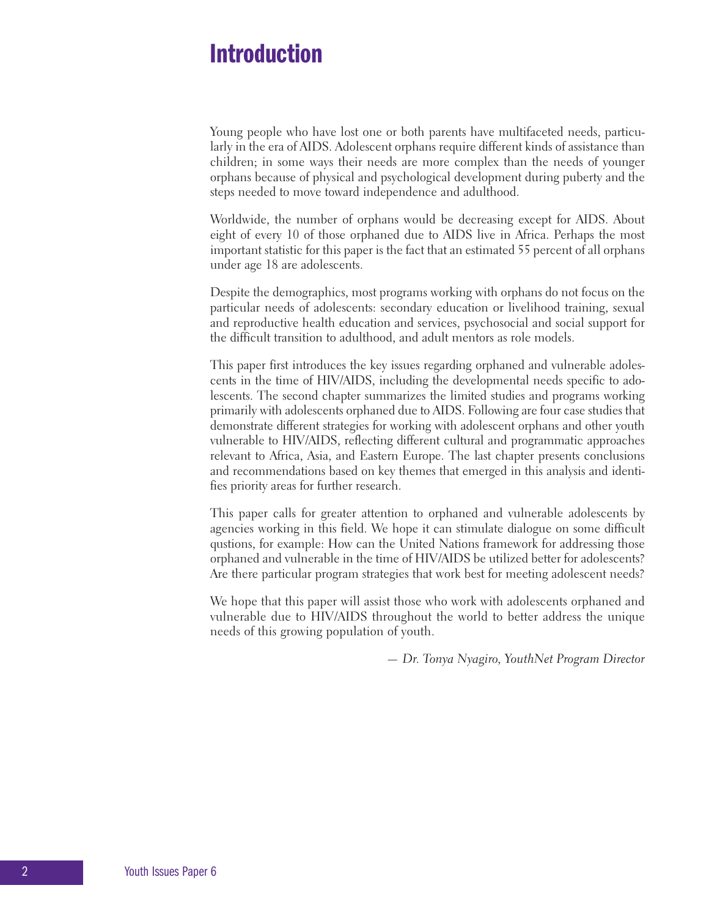# Introduction

Young people who have lost one or both parents have multifaceted needs, particularly in the era of AIDS. Adolescent orphans require different kinds of assistance than children; in some ways their needs are more complex than the needs of younger orphans because of physical and psychological development during puberty and the steps needed to move toward independence and adulthood.

Worldwide, the number of orphans would be decreasing except for AIDS. About eight of every 10 of those orphaned due to AIDS live in Africa. Perhaps the most important statistic for this paper is the fact that an estimated 55 percent of all orphans under age 18 are adolescents.

Despite the demographics, most programs working with orphans do not focus on the particular needs of adolescents: secondary education or livelihood training, sexual and reproductive health education and services, psychosocial and social support for the difficult transition to adulthood, and adult mentors as role models.

This paper first introduces the key issues regarding orphaned and vulnerable adolescents in the time of HIV/AIDS, including the developmental needs specific to adolescents. The second chapter summarizes the limited studies and programs working primarily with adolescents orphaned due to AIDS. Following are four case studies that demonstrate different strategies for working with adolescent orphans and other youth vulnerable to HIV/AIDS, reflecting different cultural and programmatic approaches relevant to Africa, Asia, and Eastern Europe. The last chapter presents conclusions and recommendations based on key themes that emerged in this analysis and identifies priority areas for further research.

This paper calls for greater attention to orphaned and vulnerable adolescents by agencies working in this field. We hope it can stimulate dialogue on some difficult qustions, for example: How can the United Nations framework for addressing those orphaned and vulnerable in the time of HIV/AIDS be utilized better for adolescents? Are there particular program strategies that work best for meeting adolescent needs?

We hope that this paper will assist those who work with adolescents orphaned and vulnerable due to HIV/AIDS throughout the world to better address the unique needs of this growing population of youth.

*— Dr. Tonya Nyagiro, YouthNet Program Director*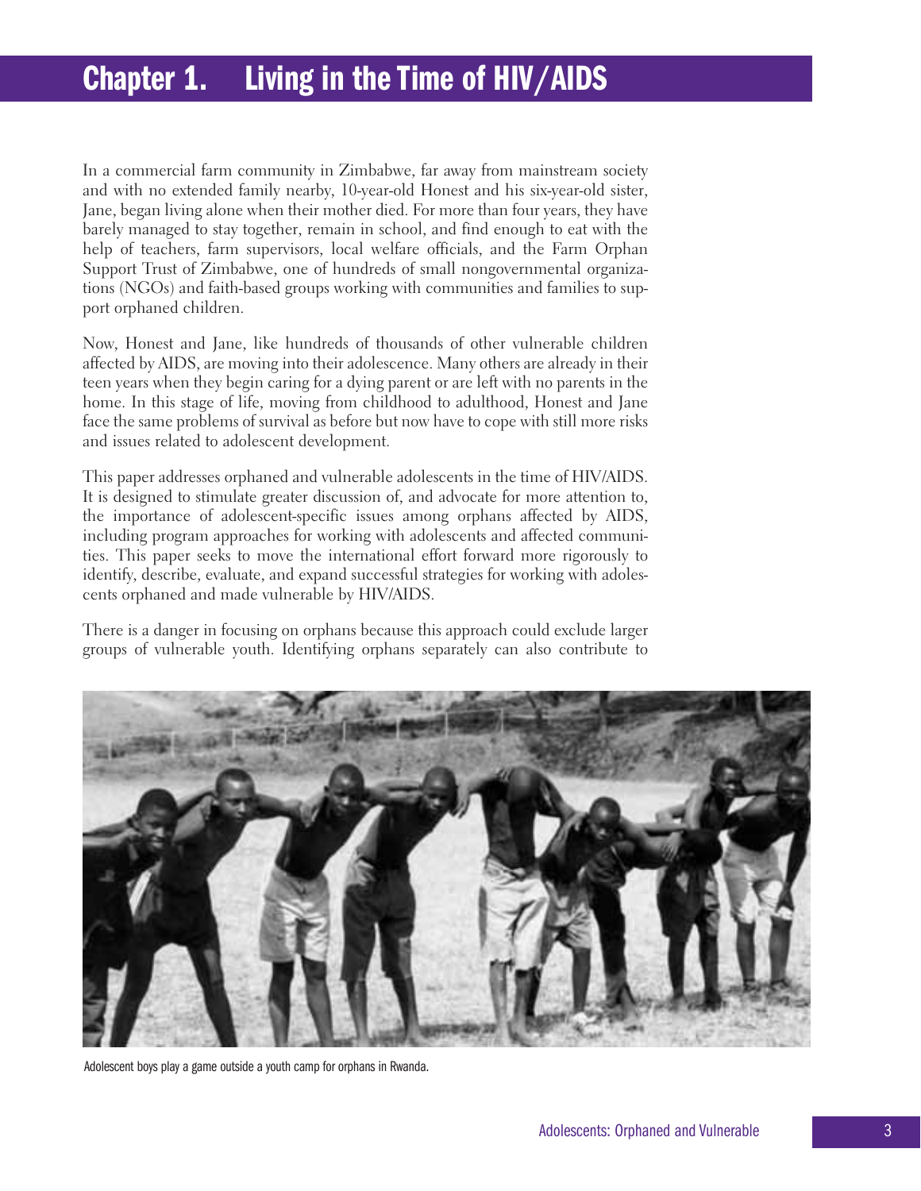# Chapter 1. Living in the Time of HIV/AIDS

In a commercial farm community in Zimbabwe, far away from mainstream society and with no extended family nearby, 10-year-old Honest and his six-year-old sister, Jane, began living alone when their mother died. For more than four years, they have barely managed to stay together, remain in school, and find enough to eat with the help of teachers, farm supervisors, local welfare officials, and the Farm Orphan Support Trust of Zimbabwe, one of hundreds of small nongovernmental organizations (NGOs) and faith-based groups working with communities and families to support orphaned children.

Now, Honest and Jane, like hundreds of thousands of other vulnerable children affected by AIDS, are moving into their adolescence. Many others are already in their teen years when they begin caring for a dying parent or are left with no parents in the home. In this stage of life, moving from childhood to adulthood, Honest and Jane face the same problems of survival as before but now have to cope with still more risks and issues related to adolescent development.

This paper addresses orphaned and vulnerable adolescents in the time of HIV/AIDS. It is designed to stimulate greater discussion of, and advocate for more attention to, the importance of adolescent-specific issues among orphans affected by AIDS, including program approaches for working with adolescents and affected communities. This paper seeks to move the international effort forward more rigorously to identify, describe, evaluate, and expand successful strategies for working with adolescents orphaned and made vulnerable by HIV/AIDS.

There is a danger in focusing on orphans because this approach could exclude larger groups of vulnerable youth. Identifying orphans separately can also contribute to

Adolescent boys play a game outside a youth camp for orphans in Rwanda.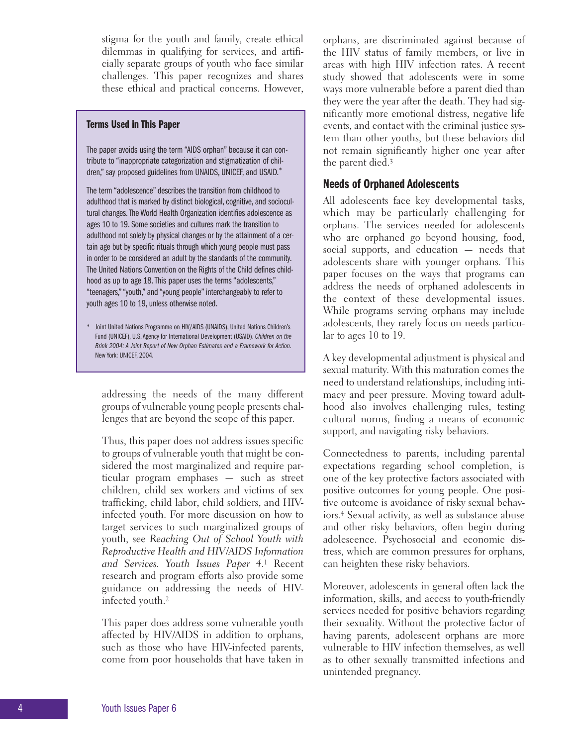stigma for the youth and family, create ethical dilemmas in qualifying for services, and artificially separate groups of youth who face similar challenges. This paper recognizes and shares these ethical and practical concerns. However, addressing the needs of the many different groups of vulnerable young people presents challenges that are beyond the scope of this paper.

> **Terms Used in This Paper**
>
> The paper avoids using the term "AIDS orphan" because it can contribute to "inappropriate categorization and stigmatization of children," say proposed guidelines from UNAIDS, UNICEF, and USAID.*
>
> The term "adolescence" describes the transition from childhood to adulthood that is marked by distinct biological, cognitive, and sociocultural changes. The World Health Organization identifies adolescence as ages 10 to 19. Some societies and cultures mark the transition to adulthood not solely by physical changes or by the attainment of a certain age but by specific rituals through which young people must pass in order to be considered an adult by the standards of the community. The United Nations Convention on the Rights of the Child defines childhood as up to age 18. This paper uses the terms "adolescents," "teenagers," "youth," and "young people" interchangeably to refer to youth ages 10 to 19, unless otherwise noted.
>
> \* Joint United Nations Programme on HIV/AIDS (UNAIDS), United Nations Children's Fund (UNICEF), U.S. Agency for International Development (USAID). *Children on the Brink 2004: A Joint Report of New Orphan Estimates and a Framework for Action.* New York: UNICEF, 2004.

Thus, this paper does not address issues specific to groups of vulnerable youth that might be considered the most marginalized and require particular program emphases — such as street children, child sex workers and victims of sex trafficking, child labor, child soldiers, and HIV-infected youth. For more discussion on how to target services to such marginalized groups of youth, see *Reaching Out of School Youth with Reproductive Health and HIV/AIDS Information and Services. Youth Issues Paper 4*.[1] Recent research and program efforts also provide some guidance on addressing the needs of HIV-infected youth.[2]

This paper does address some vulnerable youth affected by HIV/AIDS in addition to orphans, such as those who have HIV-infected parents, come from poor households that have taken in orphans, are discriminated against because of the HIV status of family members, or live in areas with high HIV infection rates. A recent study showed that adolescents were in some ways more vulnerable before a parent died than they were the year after the death. They had significantly more emotional distress, negative life events, and contact with the criminal justice system than other youths, but these behaviors did not remain significantly higher one year after the parent died.[3]

## Needs of Orphaned Adolescents

All adolescents face key developmental tasks, which may be particularly challenging for orphans. The services needed for adolescents who are orphaned go beyond housing, food, social supports, and education — needs that adolescents share with younger orphans. This paper focuses on the ways that programs can address the needs of orphaned adolescents in the context of these developmental issues. While programs serving orphans may include adolescents, they rarely focus on needs particular to ages 10 to 19.

A key developmental adjustment is physical and sexual maturity. With this maturation comes the need to understand relationships, including intimacy and peer pressure. Moving toward adulthood also involves challenging rules, testing cultural norms, finding a means of economic support, and navigating risky behaviors.

Connectedness to parents, including parental expectations regarding school completion, is one of the key protective factors associated with positive outcomes for young people. One positive outcome is avoidance of risky sexual behaviors.[4] Sexual activity, as well as substance abuse and other risky behaviors, often begin during adolescence. Psychosocial and economic distress, which are common pressures for orphans, can heighten these risky behaviors.

Moreover, adolescents in general often lack the information, skills, and access to youth-friendly services needed for positive behaviors regarding their sexuality. Without the protective factor of having parents, adolescent orphans are more vulnerable to HIV infection themselves, as well as to other sexually transmitted infections and unintended pregnancy.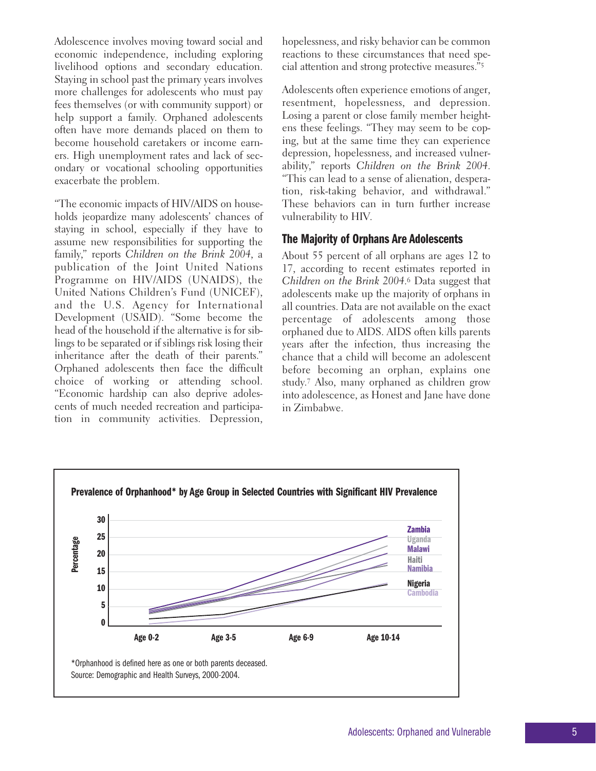Adolescence involves moving toward social and economic independence, including exploring livelihood options and secondary education. Staying in school past the primary years involves more challenges for adolescents who must pay fees themselves (or with community support) or help support a family. Orphaned adolescents often have more demands placed on them to become household caretakers or income earners. High unemployment rates and lack of secondary or vocational schooling opportunities exacerbate the problem.

"The economic impacts of HIV/AIDS on households jeopardize many adolescents' chances of staying in school, especially if they have to assume new responsibilities for supporting the family," reports *Children on the Brink 2004*, a publication of the Joint United Nations Programme on HIV/AIDS (UNAIDS), the United Nations Children's Fund (UNICEF), and the U.S. Agency for International Development (USAID). "Some become the head of the household if the alternative is for siblings to be separated or if siblings risk losing their inheritance after the death of their parents." Orphaned adolescents then face the difficult choice of working or attending school. "Economic hardship can also deprive adolescents of much needed recreation and participation in community activities. Depression, hopelessness, and risky behavior can be common reactions to these circumstances that need special attention and strong protective measures."[5]

Adolescents often experience emotions of anger, resentment, hopelessness, and depression. Losing a parent or close family member heightens these feelings. "They may seem to be coping, but at the same time they can experience depression, hopelessness, and increased vulnerability," reports *Children on the Brink 2004*. "This can lead to a sense of alienation, desperation, risk-taking behavior, and withdrawal." These behaviors can in turn further increase vulnerability to HIV.

## The Majority of Orphans Are Adolescents

About 55 percent of all orphans are ages 12 to 17, according to recent estimates reported in *Children on the Brink 2004*.[6] Data suggest that adolescents make up the majority of orphans in all countries. Data are not available on the exact percentage of adolescents among those orphaned due to AIDS. AIDS often kills parents years after the infection, thus increasing the chance that a child will become an adolescent before becoming an orphan, explains one study.[7] Also, many orphaned as children grow into adolescence, as Honest and Jane have done in Zimbabwe.

**Prevalence of Orphanhood\* by Age Group in Selected Countries with Significant HIV Prevalence**

\*Orphanhood is defined here as one or both parents deceased.
Source: Demographic and Health Surveys, 2000-2004.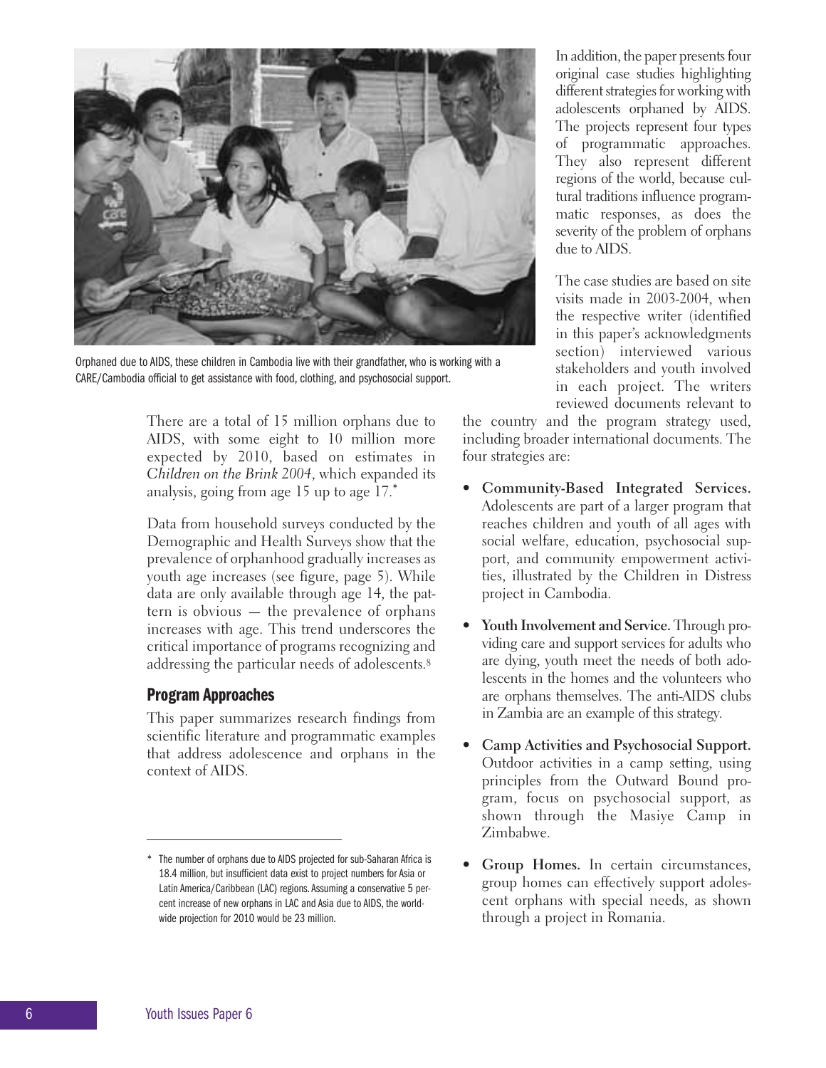Orphaned due to AIDS, these children in Cambodia live with their grandfather, who is working with a CARE/Cambodia official to get assistance with food, clothing, and psychosocial support.

There are a total of 15 million orphans due to AIDS, with some eight to 10 million more expected by 2010, based on estimates in *Children on the Brink 2004*, which expanded its analysis, going from age 15 up to age 17.*

Data from household surveys conducted by the Demographic and Health Surveys show that the prevalence of orphanhood gradually increases as youth age increases (see figure, page 5). While data are only available through age 14, the pattern is obvious — the prevalence of orphans increases with age. This trend underscores the critical importance of programs recognizing and addressing the particular needs of adolescents.[8]

## Program Approaches

This paper summarizes research findings from scientific literature and programmatic examples that address adolescence and orphans in the context of AIDS.

In addition, the paper presents four original case studies highlighting different strategies for working with adolescents orphaned by AIDS. The projects represent four types of programmatic approaches. They also represent different regions of the world, because cultural traditions influence programmatic responses, as does the severity of the problem of orphans due to AIDS.

The case studies are based on site visits made in 2003-2004, when the respective writer (identified in this paper's acknowledgments section) interviewed various stakeholders and youth involved in each project. The writers reviewed documents relevant to the country and the program strategy used, including broader international documents. The four strategies are:

- **Community-Based Integrated Services.** Adolescents are part of a larger program that reaches children and youth of all ages with social welfare, education, psychosocial support, and community empowerment activities, illustrated by the Children in Distress project in Cambodia.
- **Youth Involvement and Service.** Through providing care and support services for adults who are dying, youth meet the needs of both adolescents in the homes and the volunteers who are orphans themselves. The anti-AIDS clubs in Zambia are an example of this strategy.
- **Camp Activities and Psychosocial Support.** Outdoor activities in a camp setting, using principles from the Outward Bound program, focus on psychosocial support, as shown through the Masiye Camp in Zimbabwe.
- **Group Homes.** In certain circumstances, group homes can effectively support adolescent orphans with special needs, as shown through a project in Romania.

---

\* The number of orphans due to AIDS projected for sub-Saharan Africa is 18.4 million, but insufficient data exist to project numbers for Asia or Latin America/Caribbean (LAC) regions. Assuming a conservative 5 percent increase of new orphans in LAC and Asia due to AIDS, the worldwide projection for 2010 would be 23 million.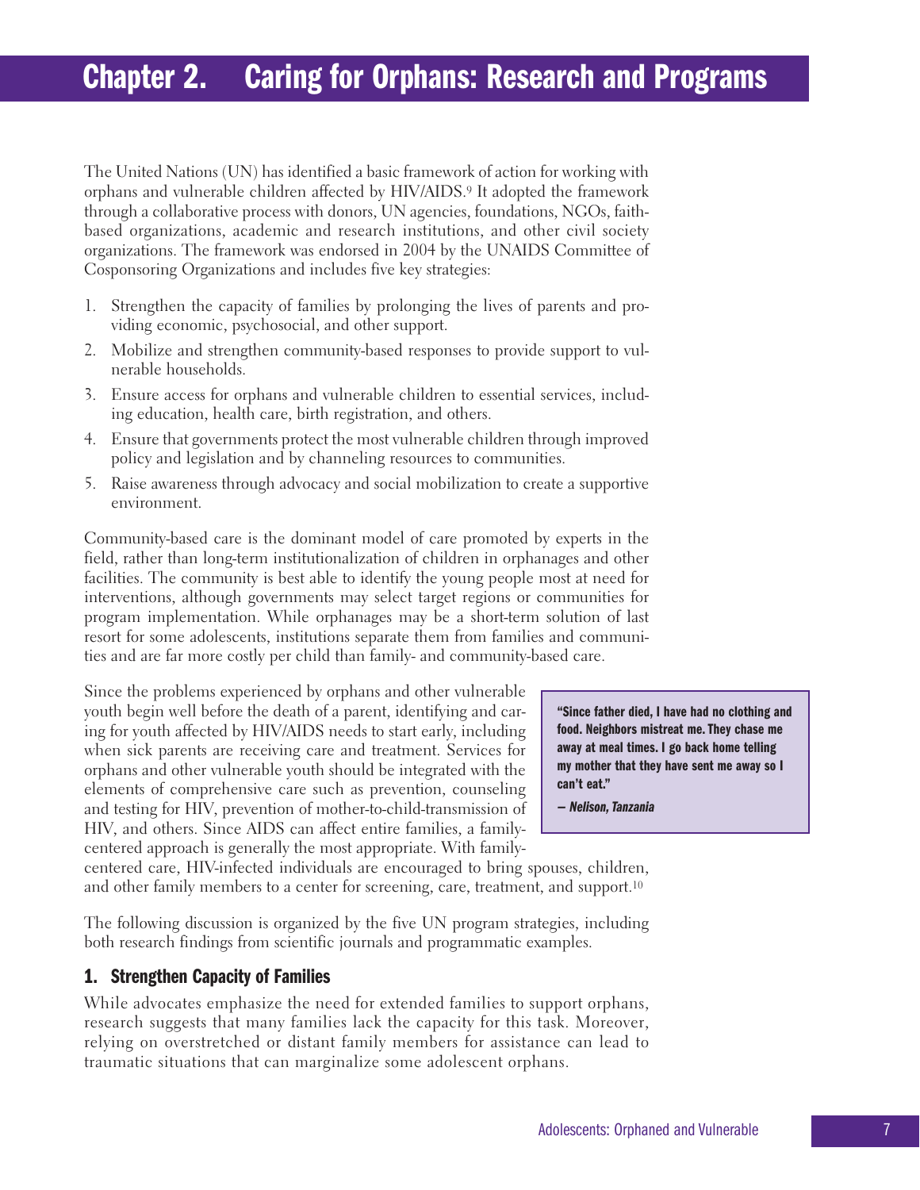# Chapter 2. Caring for Orphans: Research and Programs

The United Nations (UN) has identified a basic framework of action for working with orphans and vulnerable children affected by HIV/AIDS.[9] It adopted the framework through a collaborative process with donors, UN agencies, foundations, NGOs, faith-based organizations, academic and research institutions, and other civil society organizations. The framework was endorsed in 2004 by the UNAIDS Committee of Cosponsoring Organizations and includes five key strategies:

1. Strengthen the capacity of families by prolonging the lives of parents and providing economic, psychosocial, and other support.
2. Mobilize and strengthen community-based responses to provide support to vulnerable households.
3. Ensure access for orphans and vulnerable children to essential services, including education, health care, birth registration, and others.
4. Ensure that governments protect the most vulnerable children through improved policy and legislation and by channeling resources to communities.
5. Raise awareness through advocacy and social mobilization to create a supportive environment.

Community-based care is the dominant model of care promoted by experts in the field, rather than long-term institutionalization of children in orphanages and other facilities. The community is best able to identify the young people most at need for interventions, although governments may select target regions or communities for program implementation. While orphanages may be a short-term solution of last resort for some adolescents, institutions separate them from families and communities and are far more costly per child than family- and community-based care.

Since the problems experienced by orphans and other vulnerable youth begin well before the death of a parent, identifying and caring for youth affected by HIV/AIDS needs to start early, including when sick parents are receiving care and treatment. Services for orphans and other vulnerable youth should be integrated with the elements of comprehensive care such as prevention, counseling and testing for HIV, prevention of mother-to-child-transmission of HIV, and others. Since AIDS can affect entire families, a family-centered approach is generally the most appropriate. With family-centered care, HIV-infected individuals are encouraged to bring spouses, children, and other family members to a center for screening, care, treatment, and support.[10]

> **"Since father died, I have had no clothing and food. Neighbors mistreat me. They chase me away at meal times. I go back home telling my mother that they have sent me away so I can't eat."**
>
> ***— Nelison, Tanzania***

The following discussion is organized by the five UN program strategies, including both research findings from scientific journals and programmatic examples.

## 1. Strengthen Capacity of Families

While advocates emphasize the need for extended families to support orphans, research suggests that many families lack the capacity for this task. Moreover, relying on overstretched or distant family members for assistance can lead to traumatic situations that can marginalize some adolescent orphans.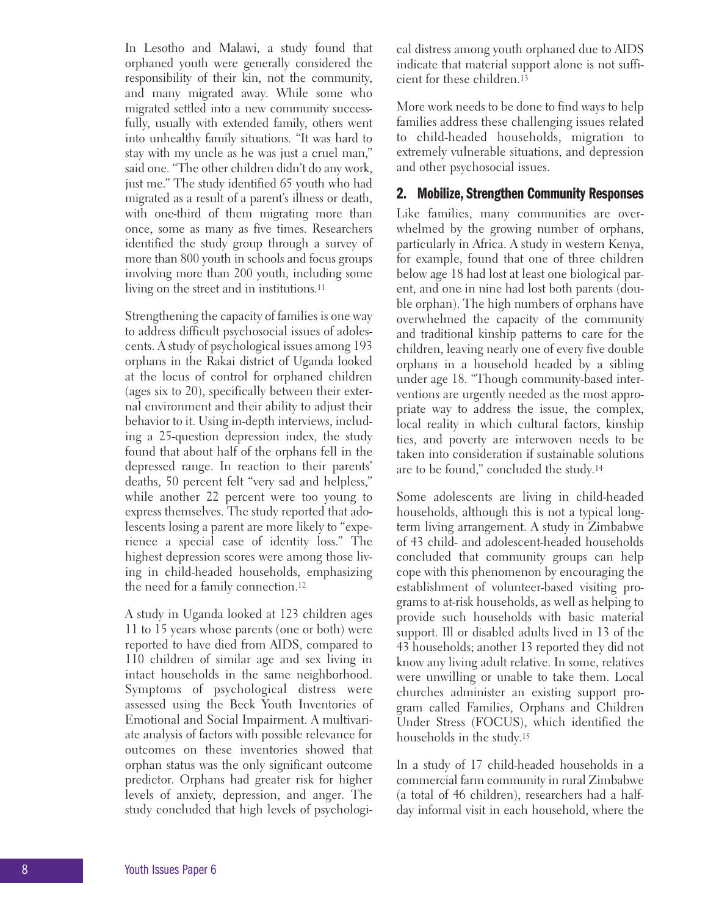In Lesotho and Malawi, a study found that orphaned youth were generally considered the responsibility of their kin, not the community, and many migrated away. While some who migrated settled into a new community successfully, usually with extended family, others went into unhealthy family situations. "It was hard to stay with my uncle as he was just a cruel man," said one. "The other children didn't do any work, just me." The study identified 65 youth who had migrated as a result of a parent's illness or death, with one-third of them migrating more than once, some as many as five times. Researchers identified the study group through a survey of more than 800 youth in schools and focus groups involving more than 200 youth, including some living on the street and in institutions.[11]

Strengthening the capacity of families is one way to address difficult psychosocial issues of adolescents. A study of psychological issues among 193 orphans in the Rakai district of Uganda looked at the locus of control for orphaned children (ages six to 20), specifically between their external environment and their ability to adjust their behavior to it. Using in-depth interviews, including a 25-question depression index, the study found that about half of the orphans fell in the depressed range. In reaction to their parents' deaths, 50 percent felt "very sad and helpless," while another 22 percent were too young to express themselves. The study reported that adolescents losing a parent are more likely to "experience a special case of identity loss." The highest depression scores were among those living in child-headed households, emphasizing the need for a family connection.[12]

A study in Uganda looked at 123 children ages 11 to 15 years whose parents (one or both) were reported to have died from AIDS, compared to 110 children of similar age and sex living in intact households in the same neighborhood. Symptoms of psychological distress were assessed using the Beck Youth Inventories of Emotional and Social Impairment. A multivariate analysis of factors with possible relevance for outcomes on these inventories showed that orphan status was the only significant outcome predictor. Orphans had greater risk for higher levels of anxiety, depression, and anger. The study concluded that high levels of psychological distress among youth orphaned due to AIDS indicate that material support alone is not sufficient for these children.[13]

More work needs to be done to find ways to help families address these challenging issues related to child-headed households, migration to extremely vulnerable situations, and depression and other psychosocial issues.

## 2. Mobilize, Strengthen Community Responses

Like families, many communities are overwhelmed by the growing number of orphans, particularly in Africa. A study in western Kenya, for example, found that one of three children below age 18 had lost at least one biological parent, and one in nine had lost both parents (double orphan). The high numbers of orphans have overwhelmed the capacity of the community and traditional kinship patterns to care for the children, leaving nearly one of every five double orphans in a household headed by a sibling under age 18. "Though community-based interventions are urgently needed as the most appropriate way to address the issue, the complex, local reality in which cultural factors, kinship ties, and poverty are interwoven needs to be taken into consideration if sustainable solutions are to be found," concluded the study.[14]

Some adolescents are living in child-headed households, although this is not a typical long-term living arrangement. A study in Zimbabwe of 43 child- and adolescent-headed households concluded that community groups can help cope with this phenomenon by encouraging the establishment of volunteer-based visiting programs to at-risk households, as well as helping to provide such households with basic material support. Ill or disabled adults lived in 13 of the 43 households; another 13 reported they did not know any living adult relative. In some, relatives were unwilling or unable to take them. Local churches administer an existing support program called Families, Orphans and Children Under Stress (FOCUS), which identified the households in the study.[15]

In a study of 17 child-headed households in a commercial farm community in rural Zimbabwe (a total of 46 children), researchers had a half-day informal visit in each household, where the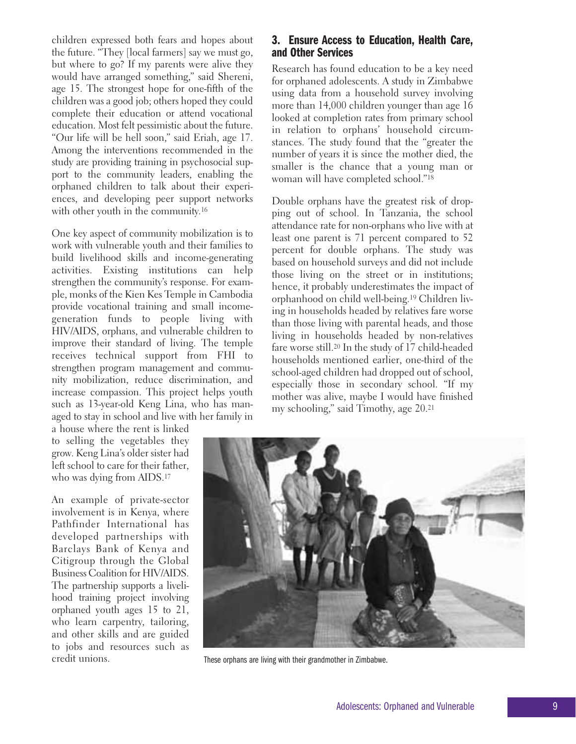children expressed both fears and hopes about the future. "They [local farmers] say we must go, but where to go? If my parents were alive they would have arranged something," said Shereni, age 15. The strongest hope for one-fifth of the children was a good job; others hoped they could complete their education or attend vocational education. Most felt pessimistic about the future. "Our life will be hell soon," said Eriah, age 17. Among the interventions recommended in the study are providing training in psychosocial support to the community leaders, enabling the orphaned children to talk about their experiences, and developing peer support networks with other youth in the community.[16]

One key aspect of community mobilization is to work with vulnerable youth and their families to build livelihood skills and income-generating activities. Existing institutions can help strengthen the community's response. For example, monks of the Kien Kes Temple in Cambodia provide vocational training and small income-generation funds to people living with HIV/AIDS, orphans, and vulnerable children to improve their standard of living. The temple receives technical support from FHI to strengthen program management and community mobilization, reduce discrimination, and increase compassion. This project helps youth such as 13-year-old Keng Lina, who has managed to stay in school and live with her family in a house where the rent is linked to selling the vegetables they grow. Keng Lina's older sister had left school to care for their father, who was dying from AIDS.[17]

An example of private-sector involvement is in Kenya, where Pathfinder International has developed partnerships with Barclays Bank of Kenya and Citigroup through the Global Business Coalition for HIV/AIDS. The partnership supports a livelihood training project involving orphaned youth ages 15 to 21, who learn carpentry, tailoring, and other skills and are guided to jobs and resources such as credit unions.

## 3. Ensure Access to Education, Health Care, and Other Services

Research has found education to be a key need for orphaned adolescents. A study in Zimbabwe using data from a household survey involving more than 14,000 children younger than age 16 looked at completion rates from primary school in relation to orphans' household circumstances. The study found that the "greater the number of years it is since the mother died, the smaller is the chance that a young man or woman will have completed school."[18]

Double orphans have the greatest risk of dropping out of school. In Tanzania, the school attendance rate for non-orphans who live with at least one parent is 71 percent compared to 52 percent for double orphans. The study was based on household surveys and did not include those living on the street or in institutions; hence, it probably underestimates the impact of orphanhood on child well-being.[19] Children living in households headed by relatives fare worse than those living with parental heads, and those living in households headed by non-relatives fare worse still.[20] In the study of 17 child-headed households mentioned earlier, one-third of the school-aged children had dropped out of school, especially those in secondary school. "If my mother was alive, maybe I would have finished my schooling," said Timothy, age 20.[21]

These orphans are living with their grandmother in Zimbabwe.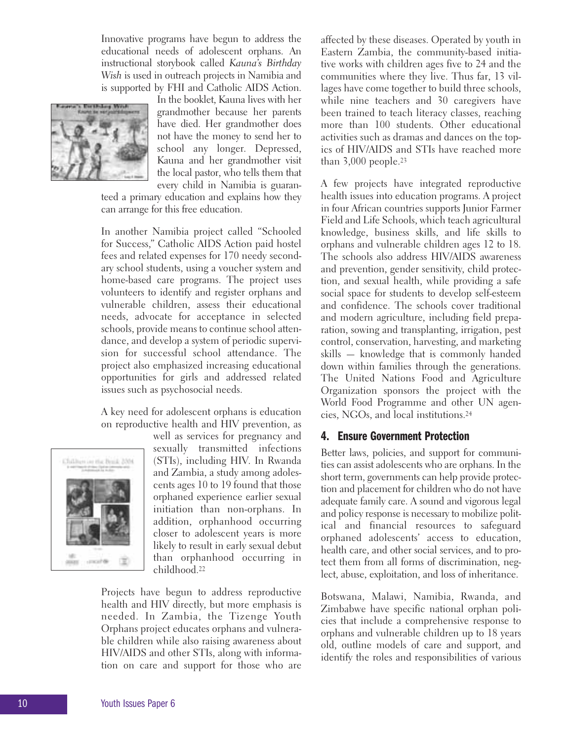Innovative programs have begun to address the educational needs of adolescent orphans. An instructional storybook called *Kauna's Birthday Wish* is used in outreach projects in Namibia and is supported by FHI and Catholic AIDS Action. In the booklet, Kauna lives with her grandmother because her parents have died. Her grandmother does not have the money to send her to school any longer. Depressed, Kauna and her grandmother visit the local pastor, who tells them that every child in Namibia is guaranteed a primary education and explains how they can arrange for this free education.

In another Namibia project called "Schooled for Success," Catholic AIDS Action paid hostel fees and related expenses for 170 needy secondary school students, using a voucher system and home-based care programs. The project uses volunteers to identify and register orphans and vulnerable children, assess their educational needs, advocate for acceptance in selected schools, provide means to continue school attendance, and develop a system of periodic supervision for successful school attendance. The project also emphasized increasing educational opportunities for girls and addressed related issues such as psychosocial needs.

A key need for adolescent orphans is education on reproductive health and HIV prevention, as well as services for pregnancy and sexually transmitted infections (STIs), including HIV. In Rwanda and Zambia, a study among adolescents ages 10 to 19 found that those orphaned experience earlier sexual initiation than non-orphans. In addition, orphanhood occurring closer to adolescent years is more likely to result in early sexual debut than orphanhood occurring in childhood.[22]

Projects have begun to address reproductive health and HIV directly, but more emphasis is needed. In Zambia, the Tizenge Youth Orphans project educates orphans and vulnerable children while also raising awareness about HIV/AIDS and other STIs, along with information on care and support for those who are affected by these diseases. Operated by youth in Eastern Zambia, the community-based initiative works with children ages five to 24 and the communities where they live. Thus far, 13 villages have come together to build three schools, while nine teachers and 30 caregivers have been trained to teach literacy classes, reaching more than 100 students. Other educational activities such as dramas and dances on the topics of HIV/AIDS and STIs have reached more than 3,000 people.[23]

A few projects have integrated reproductive health issues into education programs. A project in four African countries supports Junior Farmer Field and Life Schools, which teach agricultural knowledge, business skills, and life skills to orphans and vulnerable children ages 12 to 18. The schools also address HIV/AIDS awareness and prevention, gender sensitivity, child protection, and sexual health, while providing a safe social space for students to develop self-esteem and confidence. The schools cover traditional and modern agriculture, including field preparation, sowing and transplanting, irrigation, pest control, conservation, harvesting, and marketing skills — knowledge that is commonly handed down within families through the generations. The United Nations Food and Agriculture Organization sponsors the project with the World Food Programme and other UN agencies, NGOs, and local institutions.[24]

## 4. Ensure Government Protection

Better laws, policies, and support for communities can assist adolescents who are orphans. In the short term, governments can help provide protection and placement for children who do not have adequate family care. A sound and vigorous legal and policy response is necessary to mobilize political and financial resources to safeguard orphaned adolescents' access to education, health care, and other social services, and to protect them from all forms of discrimination, neglect, abuse, exploitation, and loss of inheritance.

Botswana, Malawi, Namibia, Rwanda, and Zimbabwe have specific national orphan policies that include a comprehensive response to orphans and vulnerable children up to 18 years old, outline models of care and support, and identify the roles and responsibilities of various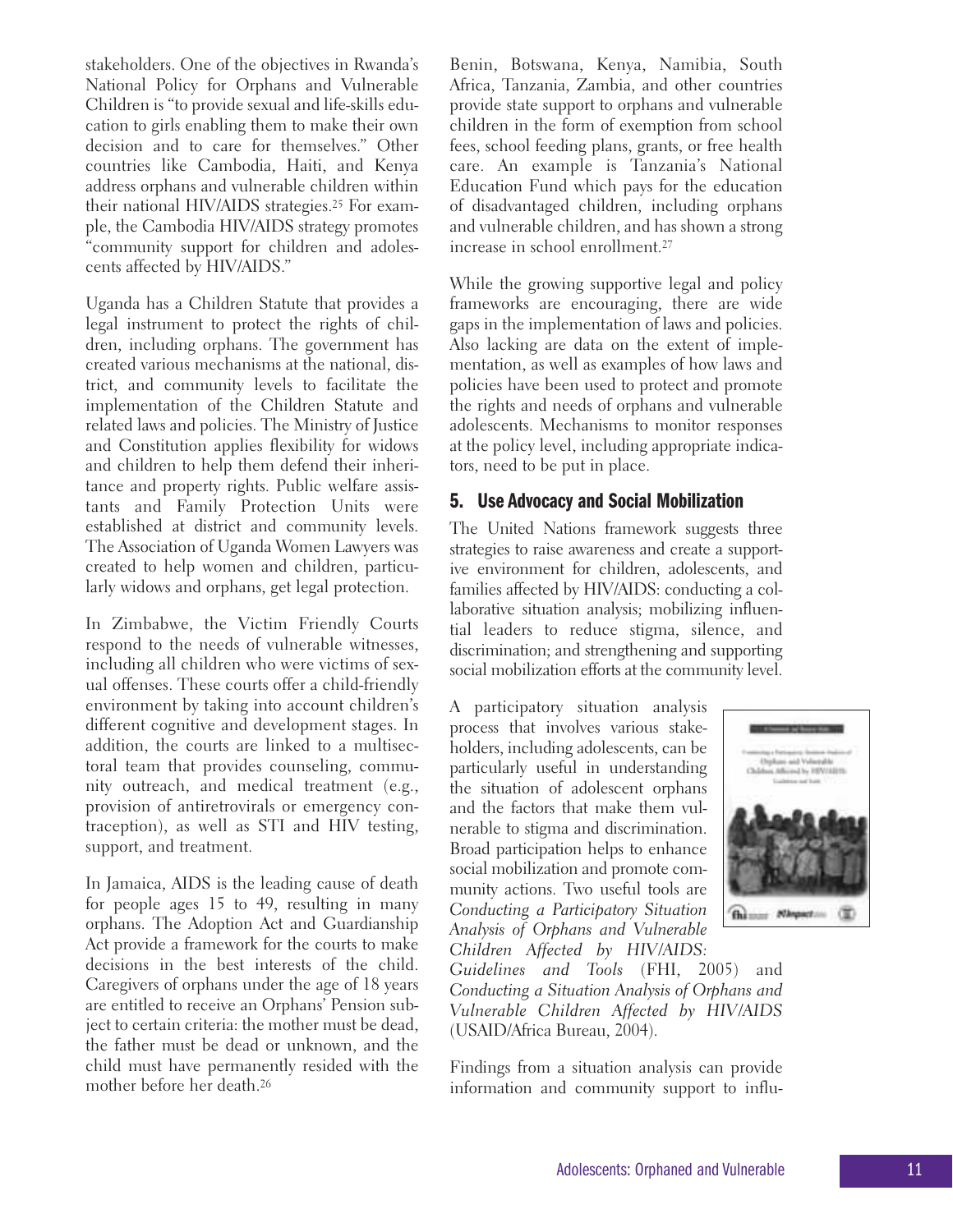stakeholders. One of the objectives in Rwanda's National Policy for Orphans and Vulnerable Children is "to provide sexual and life-skills education to girls enabling them to make their own decision and to care for themselves." Other countries like Cambodia, Haiti, and Kenya address orphans and vulnerable children within their national HIV/AIDS strategies.[25] For example, the Cambodia HIV/AIDS strategy promotes "community support for children and adolescents affected by HIV/AIDS."

Uganda has a Children Statute that provides a legal instrument to protect the rights of children, including orphans. The government has created various mechanisms at the national, district, and community levels to facilitate the implementation of the Children Statute and related laws and policies. The Ministry of Justice and Constitution applies flexibility for widows and children to help them defend their inheritance and property rights. Public welfare assistants and Family Protection Units were established at district and community levels. The Association of Uganda Women Lawyers was created to help women and children, particularly widows and orphans, get legal protection.

In Zimbabwe, the Victim Friendly Courts respond to the needs of vulnerable witnesses, including all children who were victims of sexual offenses. These courts offer a child-friendly environment by taking into account children's different cognitive and development stages. In addition, the courts are linked to a multisectoral team that provides counseling, community outreach, and medical treatment (e.g., provision of antiretrovirals or emergency contraception), as well as STI and HIV testing, support, and treatment.

In Jamaica, AIDS is the leading cause of death for people ages 15 to 49, resulting in many orphans. The Adoption Act and Guardianship Act provide a framework for the courts to make decisions in the best interests of the child. Caregivers of orphans under the age of 18 years are entitled to receive an Orphans' Pension subject to certain criteria: the mother must be dead, the father must be dead or unknown, and the child must have permanently resided with the mother before her death.[26]

Benin, Botswana, Kenya, Namibia, South Africa, Tanzania, Zambia, and other countries provide state support to orphans and vulnerable children in the form of exemption from school fees, school feeding plans, grants, or free health care. An example is Tanzania's National Education Fund which pays for the education of disadvantaged children, including orphans and vulnerable children, and has shown a strong increase in school enrollment.[27]

While the growing supportive legal and policy frameworks are encouraging, there are wide gaps in the implementation of laws and policies. Also lacking are data on the extent of implementation, as well as examples of how laws and policies have been used to protect and promote the rights and needs of orphans and vulnerable adolescents. Mechanisms to monitor responses at the policy level, including appropriate indicators, need to be put in place.

## 5. Use Advocacy and Social Mobilization

The United Nations framework suggests three strategies to raise awareness and create a supportive environment for children, adolescents, and families affected by HIV/AIDS: conducting a collaborative situation analysis; mobilizing influential leaders to reduce stigma, silence, and discrimination; and strengthening and supporting social mobilization efforts at the community level.

A participatory situation analysis process that involves various stakeholders, including adolescents, can be particularly useful in understanding the situation of adolescent orphans and the factors that make them vulnerable to stigma and discrimination. Broad participation helps to enhance social mobilization and promote community actions. Two useful tools are *Conducting a Participatory Situation Analysis of Orphans and Vulnerable Children Affected by HIV/AIDS: Guidelines and Tools* (FHI, 2005) and *Conducting a Situation Analysis of Orphans and Vulnerable Children Affected by HIV/AIDS* (USAID/Africa Bureau, 2004).

Findings from a situation analysis can provide information and community support to influ-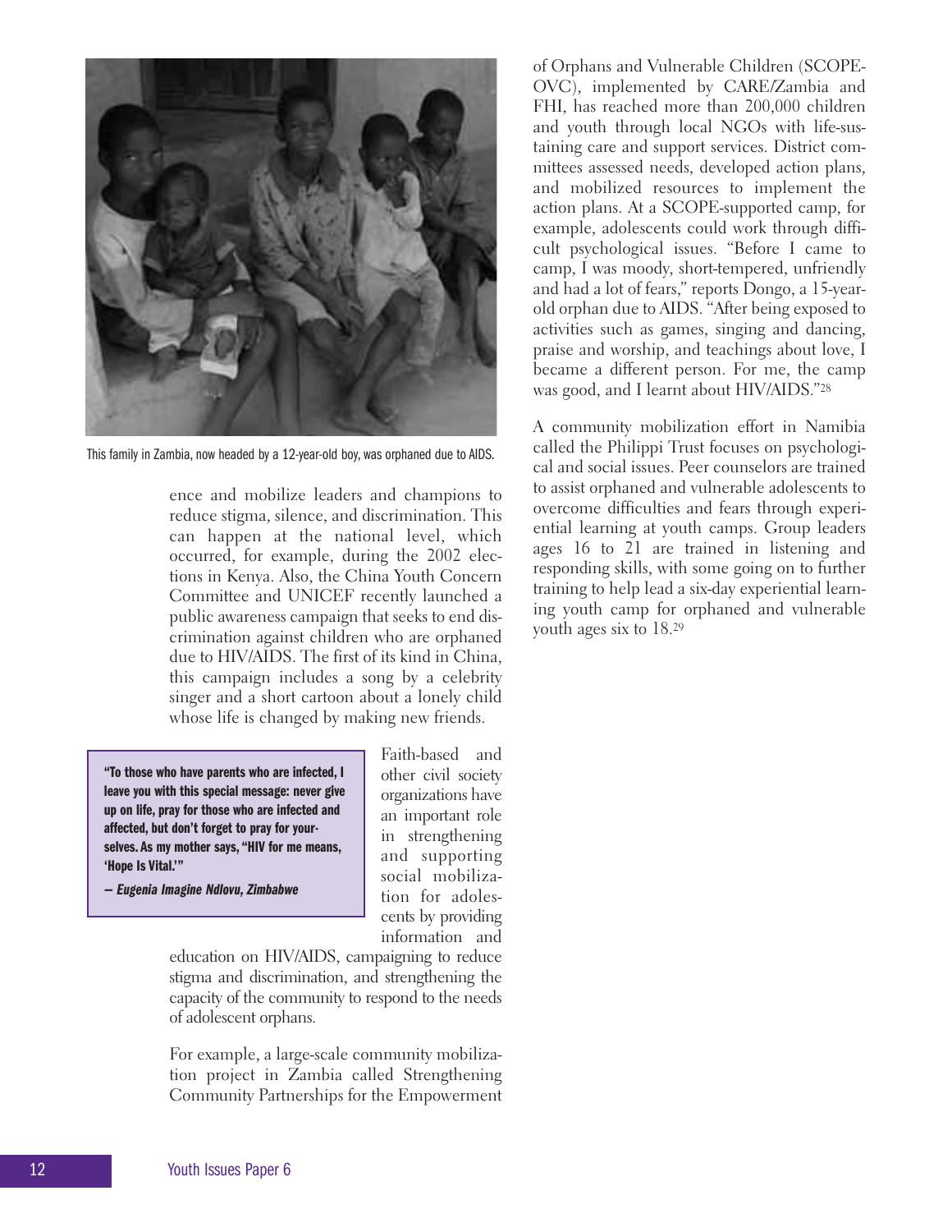This family in Zambia, now headed by a 12-year-old boy, was orphaned due to AIDS.

ence and mobilize leaders and champions to reduce stigma, silence, and discrimination. This can happen at the national level, which occurred, for example, during the 2002 elections in Kenya. Also, the China Youth Concern Committee and UNICEF recently launched a public awareness campaign that seeks to end discrimination against children who are orphaned due to HIV/AIDS. The first of its kind in China, this campaign includes a song by a celebrity singer and a short cartoon about a lonely child whose life is changed by making new friends.

> **"To those who have parents who are infected, I leave you with this special message: never give up on life, pray for those who are infected and affected, but don't forget to pray for yourselves. As my mother says, "HIV for me means, 'Hope Is Vital.'"**
>
> ***— Eugenia Imagine Ndlovu, Zimbabwe***

Faith-based and other civil society organizations have an important role in strengthening and supporting social mobilization for adolescents by providing information and education on HIV/AIDS, campaigning to reduce stigma and discrimination, and strengthening the capacity of the community to respond to the needs of adolescent orphans.

For example, a large-scale community mobilization project in Zambia called Strengthening Community Partnerships for the Empowerment of Orphans and Vulnerable Children (SCOPE-OVC), implemented by CARE/Zambia and FHI, has reached more than 200,000 children and youth through local NGOs with life-sustaining care and support services. District committees assessed needs, developed action plans, and mobilized resources to implement the action plans. At a SCOPE-supported camp, for example, adolescents could work through difficult psychological issues. "Before I came to camp, I was moody, short-tempered, unfriendly and had a lot of fears," reports Dongo, a 15-year-old orphan due to AIDS. "After being exposed to activities such as games, singing and dancing, praise and worship, and teachings about love, I became a different person. For me, the camp was good, and I learnt about HIV/AIDS."[28]

A community mobilization effort in Namibia called the Philippi Trust focuses on psychological and social issues. Peer counselors are trained to assist orphaned and vulnerable adolescents to overcome difficulties and fears through experiential learning at youth camps. Group leaders ages 16 to 21 are trained in listening and responding skills, with some going on to further training to help lead a six-day experiential learning youth camp for orphaned and vulnerable youth ages six to 18.[29]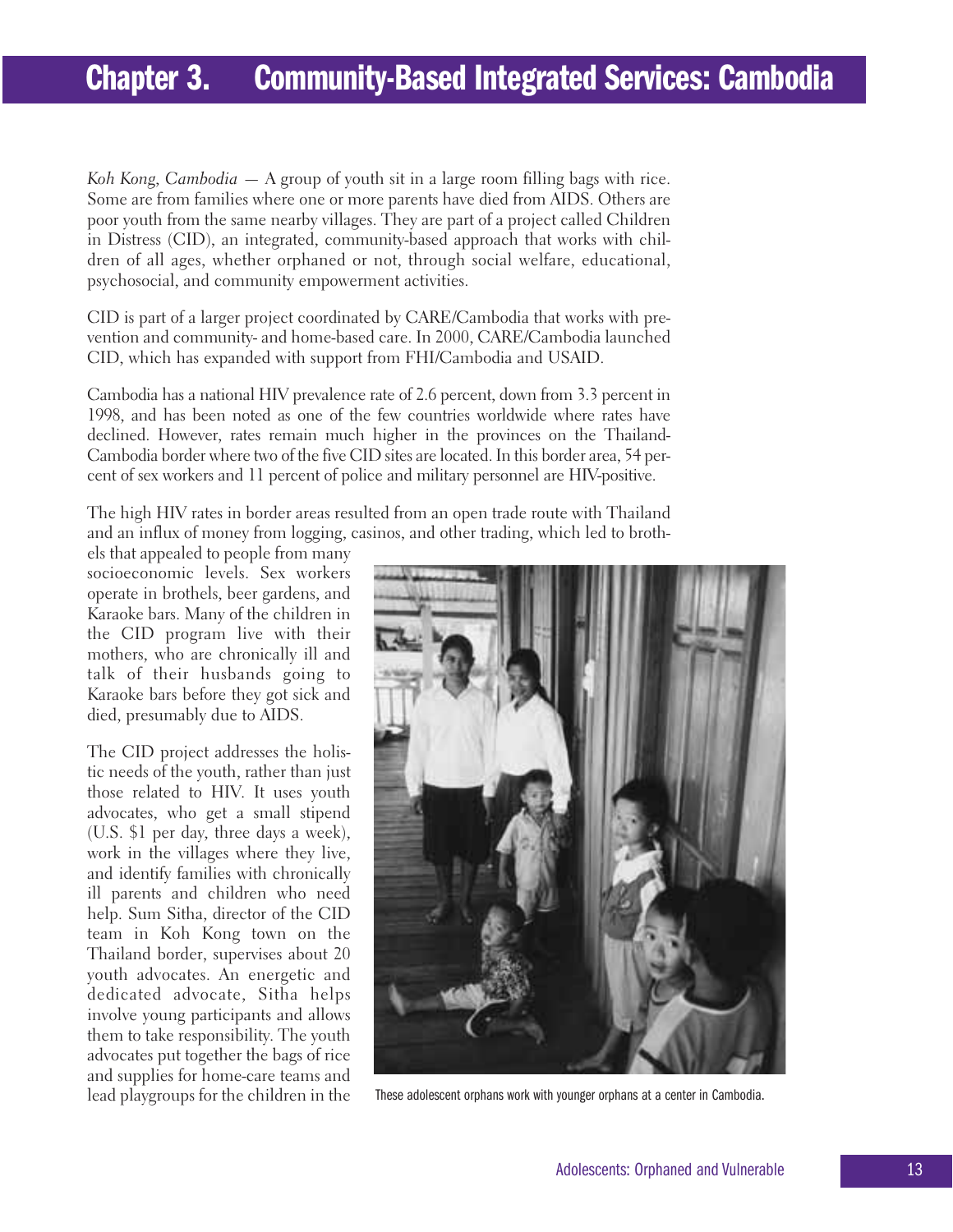# Chapter 3. Community-Based Integrated Services: Cambodia

*Koh Kong, Cambodia* — A group of youth sit in a large room filling bags with rice. Some are from families where one or more parents have died from AIDS. Others are poor youth from the same nearby villages. They are part of a project called Children in Distress (CID), an integrated, community-based approach that works with children of all ages, whether orphaned or not, through social welfare, educational, psychosocial, and community empowerment activities.

CID is part of a larger project coordinated by CARE/Cambodia that works with prevention and community- and home-based care. In 2000, CARE/Cambodia launched CID, which has expanded with support from FHI/Cambodia and USAID.

Cambodia has a national HIV prevalence rate of 2.6 percent, down from 3.3 percent in 1998, and has been noted as one of the few countries worldwide where rates have declined. However, rates remain much higher in the provinces on the Thailand-Cambodia border where two of the five CID sites are located. In this border area, 54 percent of sex workers and 11 percent of police and military personnel are HIV-positive.

The high HIV rates in border areas resulted from an open trade route with Thailand and an influx of money from logging, casinos, and other trading, which led to brothels that appealed to people from many socioeconomic levels. Sex workers operate in brothels, beer gardens, and Karaoke bars. Many of the children in the CID program live with their mothers, who are chronically ill and talk of their husbands going to Karaoke bars before they got sick and died, presumably due to AIDS.

The CID project addresses the holistic needs of the youth, rather than just those related to HIV. It uses youth advocates, who get a small stipend (U.S. $1 per day, three days a week), work in the villages where they live, and identify families with chronically ill parents and children who need help. Sum Sitha, director of the CID team in Koh Kong town on the Thailand border, supervises about 20 youth advocates. An energetic and dedicated advocate, Sitha helps involve young participants and allows them to take responsibility. The youth advocates put together the bags of rice and supplies for home-care teams and lead playgroups for the children in the

These adolescent orphans work with younger orphans at a center in Cambodia.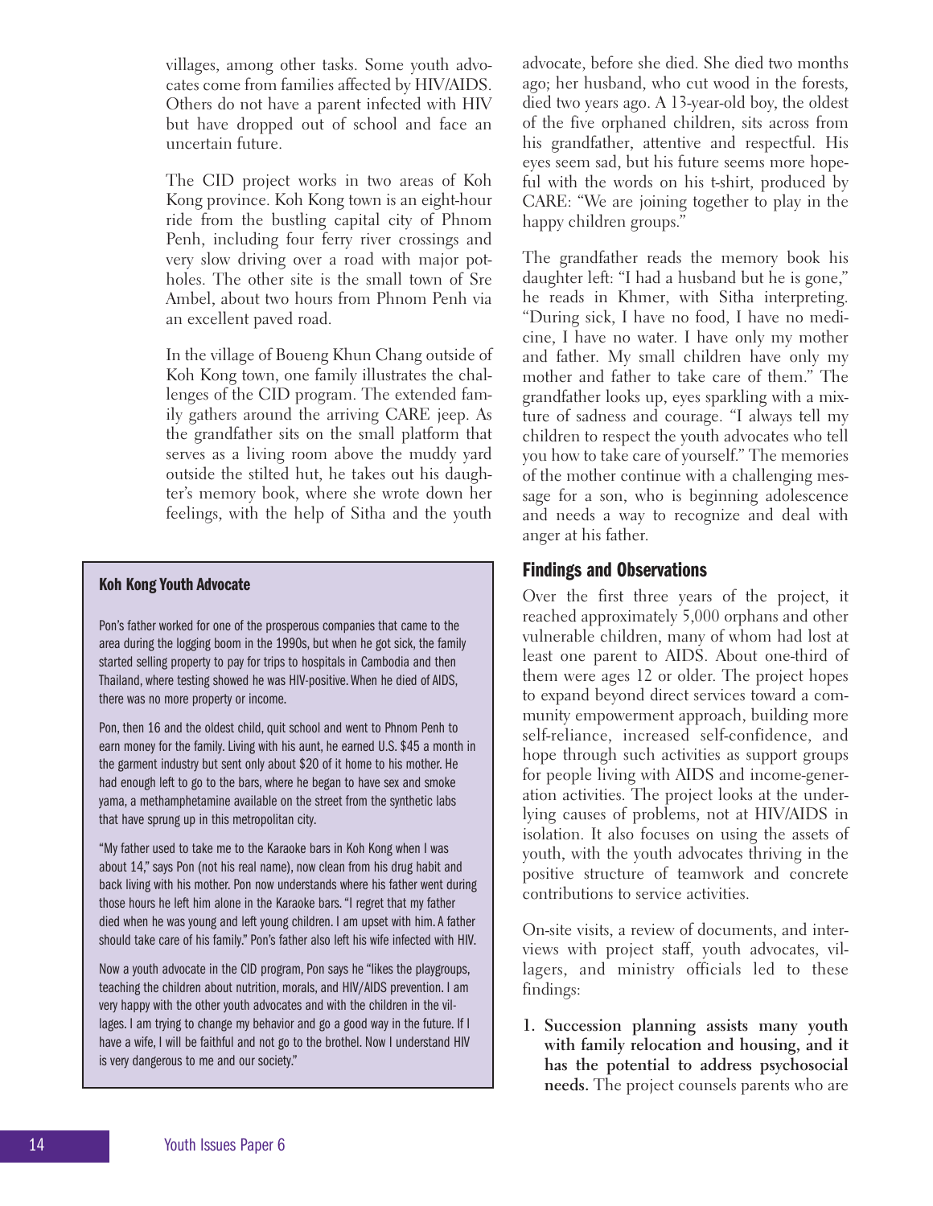villages, among other tasks. Some youth advocates come from families affected by HIV/AIDS. Others do not have a parent infected with HIV but have dropped out of school and face an uncertain future.

The CID project works in two areas of Koh Kong province. Koh Kong town is an eight-hour ride from the bustling capital city of Phnom Penh, including four ferry river crossings and very slow driving over a road with major potholes. The other site is the small town of Sre Ambel, about two hours from Phnom Penh via an excellent paved road.

In the village of Boueng Khun Chang outside of Koh Kong town, one family illustrates the challenges of the CID program. The extended family gathers around the arriving CARE jeep. As the grandfather sits on the small platform that serves as a living room above the muddy yard outside the stilted hut, he takes out his daughter's memory book, where she wrote down her feelings, with the help of Sitha and the youth advocate, before she died. She died two months ago; her husband, who cut wood in the forests, died two years ago. A 13-year-old boy, the oldest of the five orphaned children, sits across from his grandfather, attentive and respectful. His eyes seem sad, but his future seems more hopeful with the words on his t-shirt, produced by CARE: "We are joining together to play in the happy children groups."

The grandfather reads the memory book his daughter left: "I had a husband but he is gone," he reads in Khmer, with Sitha interpreting. "During sick, I have no food, I have no medicine, I have no water. I have only my mother and father. My small children have only my mother and father to take care of them." The grandfather looks up, eyes sparkling with a mixture of sadness and courage. "I always tell my children to respect the youth advocates who tell you how to take care of yourself." The memories of the mother continue with a challenging message for a son, who is beginning adolescence and needs a way to recognize and deal with anger at his father.

> **Koh Kong Youth Advocate**
>
> Pon's father worked for one of the prosperous companies that came to the area during the logging boom in the 1990s, but when he got sick, the family started selling property to pay for trips to hospitals in Cambodia and then Thailand, where testing showed he was HIV-positive. When he died of AIDS, there was no more property or income.
>
> Pon, then 16 and the oldest child, quit school and went to Phnom Penh to earn money for the family. Living with his aunt, he earned U.S. $45 a month in the garment industry but sent only about $20 of it home to his mother. He had enough left to go to the bars, where he began to have sex and smoke yama, a methamphetamine available on the street from the synthetic labs that have sprung up in this metropolitan city.
>
> "My father used to take me to the Karaoke bars in Koh Kong when I was about 14," says Pon (not his real name), now clean from his drug habit and back living with his mother. Pon now understands where his father went during those hours he left him alone in the Karaoke bars. "I regret that my father died when he was young and left young children. I am upset with him. A father should take care of his family." Pon's father also left his wife infected with HIV.
>
> Now a youth advocate in the CID program, Pon says he "likes the playgroups, teaching the children about nutrition, morals, and HIV/AIDS prevention. I am very happy with the other youth advocates and with the children in the villages. I am trying to change my behavior and go a good way in the future. If I have a wife, I will be faithful and not go to the brothel. Now I understand HIV is very dangerous to me and our society."

## Findings and Observations

Over the first three years of the project, it reached approximately 5,000 orphans and other vulnerable children, many of whom had lost at least one parent to AIDS. About one-third of them were ages 12 or older. The project hopes to expand beyond direct services toward a community empowerment approach, building more self-reliance, increased self-confidence, and hope through such activities as support groups for people living with AIDS and income-generation activities. The project looks at the underlying causes of problems, not at HIV/AIDS in isolation. It also focuses on using the assets of youth, with the youth advocates thriving in the positive structure of teamwork and concrete contributions to service activities.

On-site visits, a review of documents, and interviews with project staff, youth advocates, villagers, and ministry officials led to these findings:

1. **Succession planning assists many youth with family relocation and housing, and it has the potential to address psychosocial needs.** The project counsels parents who are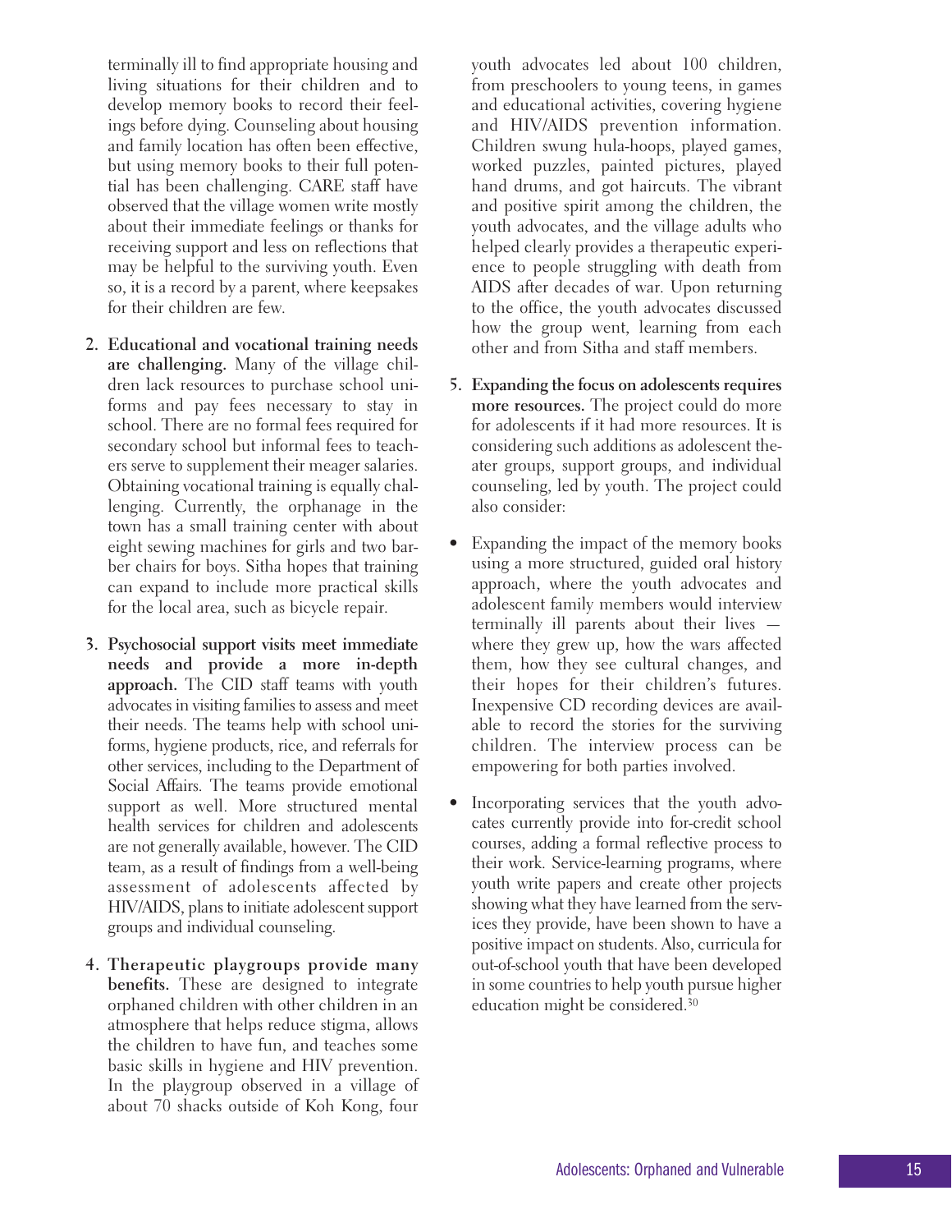terminally ill to find appropriate housing and living situations for their children and to develop memory books to record their feelings before dying. Counseling about housing and family location has often been effective, but using memory books to their full potential has been challenging. CARE staff have observed that the village women write mostly about their immediate feelings or thanks for receiving support and less on reflections that may be helpful to the surviving youth. Even so, it is a record by a parent, where keepsakes for their children are few.

2. **Educational and vocational training needs are challenging.** Many of the village children lack resources to purchase school uniforms and pay fees necessary to stay in school. There are no formal fees required for secondary school but informal fees to teachers serve to supplement their meager salaries. Obtaining vocational training is equally challenging. Currently, the orphanage in the town has a small training center with about eight sewing machines for girls and two barber chairs for boys. Sitha hopes that training can expand to include more practical skills for the local area, such as bicycle repair.

3. **Psychosocial support visits meet immediate needs and provide a more in-depth approach.** The CID staff teams with youth advocates in visiting families to assess and meet their needs. The teams help with school uniforms, hygiene products, rice, and referrals for other services, including to the Department of Social Affairs. The teams provide emotional support as well. More structured mental health services for children and adolescents are not generally available, however. The CID team, as a result of findings from a well-being assessment of adolescents affected by HIV/AIDS, plans to initiate adolescent support groups and individual counseling.

4. **Therapeutic playgroups provide many benefits.** These are designed to integrate orphaned children with other children in an atmosphere that helps reduce stigma, allows the children to have fun, and teaches some basic skills in hygiene and HIV prevention. In the playgroup observed in a village of about 70 shacks outside of Koh Kong, four youth advocates led about 100 children, from preschoolers to young teens, in games and educational activities, covering hygiene and HIV/AIDS prevention information. Children swung hula-hoops, played games, worked puzzles, painted pictures, played hand drums, and got haircuts. The vibrant and positive spirit among the children, the youth advocates, and the village adults who helped clearly provides a therapeutic experience to people struggling with death from AIDS after decades of war. Upon returning to the office, the youth advocates discussed how the group went, learning from each other and from Sitha and staff members.

5. **Expanding the focus on adolescents requires more resources.** The project could do more for adolescents if it had more resources. It is considering such additions as adolescent theater groups, support groups, and individual counseling, led by youth. The project could also consider:

- Expanding the impact of the memory books using a more structured, guided oral history approach, where the youth advocates and adolescent family members would interview terminally ill parents about their lives — where they grew up, how the wars affected them, how they see cultural changes, and their hopes for their children's futures. Inexpensive CD recording devices are available to record the stories for the surviving children. The interview process can be empowering for both parties involved.

- Incorporating services that the youth advocates currently provide into for-credit school courses, adding a formal reflective process to their work. Service-learning programs, where youth write papers and create other projects showing what they have learned from the services they provide, have been shown to have a positive impact on students. Also, curricula for out-of-school youth that have been developed in some countries to help youth pursue higher education might be considered.[30]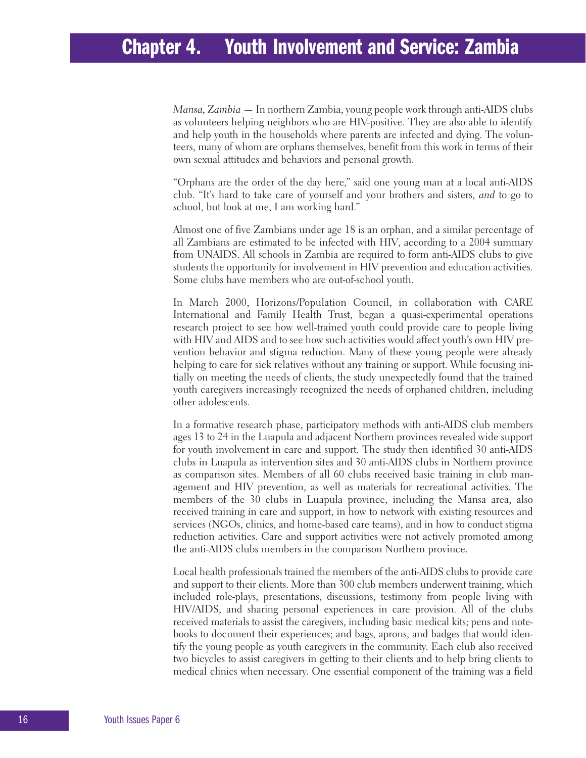# Chapter 4. Youth Involvement and Service: Zambia

*Mansa, Zambia* — In northern Zambia, young people work through anti-AIDS clubs as volunteers helping neighbors who are HIV-positive. They are also able to identify and help youth in the households where parents are infected and dying. The volunteers, many of whom are orphans themselves, benefit from this work in terms of their own sexual attitudes and behaviors and personal growth.

"Orphans are the order of the day here," said one young man at a local anti-AIDS club. "It's hard to take care of yourself and your brothers and sisters, *and* to go to school, but look at me, I am working hard."

Almost one of five Zambians under age 18 is an orphan, and a similar percentage of all Zambians are estimated to be infected with HIV, according to a 2004 summary from UNAIDS. All schools in Zambia are required to form anti-AIDS clubs to give students the opportunity for involvement in HIV prevention and education activities. Some clubs have members who are out-of-school youth.

In March 2000, Horizons/Population Council, in collaboration with CARE International and Family Health Trust, began a quasi-experimental operations research project to see how well-trained youth could provide care to people living with HIV and AIDS and to see how such activities would affect youth's own HIV prevention behavior and stigma reduction. Many of these young people were already helping to care for sick relatives without any training or support. While focusing initially on meeting the needs of clients, the study unexpectedly found that the trained youth caregivers increasingly recognized the needs of orphaned children, including other adolescents.

In a formative research phase, participatory methods with anti-AIDS club members ages 13 to 24 in the Luapula and adjacent Northern provinces revealed wide support for youth involvement in care and support. The study then identified 30 anti-AIDS clubs in Luapula as intervention sites and 30 anti-AIDS clubs in Northern province as comparison sites. Members of all 60 clubs received basic training in club management and HIV prevention, as well as materials for recreational activities. The members of the 30 clubs in Luapula province, including the Mansa area, also received training in care and support, in how to network with existing resources and services (NGOs, clinics, and home-based care teams), and in how to conduct stigma reduction activities. Care and support activities were not actively promoted among the anti-AIDS clubs members in the comparison Northern province.

Local health professionals trained the members of the anti-AIDS clubs to provide care and support to their clients. More than 300 club members underwent training, which included role-plays, presentations, discussions, testimony from people living with HIV/AIDS, and sharing personal experiences in care provision. All of the clubs received materials to assist the caregivers, including basic medical kits; pens and notebooks to document their experiences; and bags, aprons, and badges that would identify the young people as youth caregivers in the community. Each club also received two bicycles to assist caregivers in getting to their clients and to help bring clients to medical clinics when necessary. One essential component of the training was a field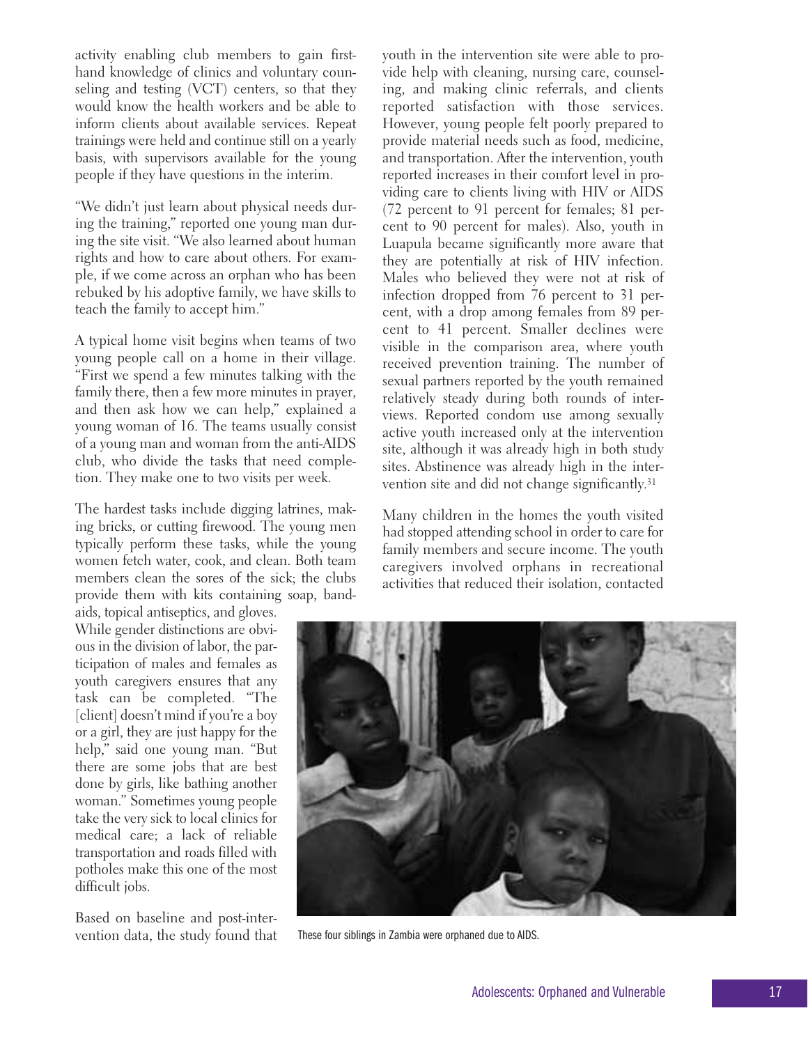activity enabling club members to gain first-hand knowledge of clinics and voluntary counseling and testing (VCT) centers, so that they would know the health workers and be able to inform clients about available services. Repeat trainings were held and continue still on a yearly basis, with supervisors available for the young people if they have questions in the interim.

"We didn't just learn about physical needs during the training," reported one young man during the site visit. "We also learned about human rights and how to care about others. For example, if we come across an orphan who has been rebuked by his adoptive family, we have skills to teach the family to accept him."

A typical home visit begins when teams of two young people call on a home in their village. "First we spend a few minutes talking with the family there, then a few more minutes in prayer, and then ask how we can help," explained a young woman of 16. The teams usually consist of a young man and woman from the anti-AIDS club, who divide the tasks that need completion. They make one to two visits per week.

The hardest tasks include digging latrines, making bricks, or cutting firewood. The young men typically perform these tasks, while the young women fetch water, cook, and clean. Both team members clean the sores of the sick; the clubs provide them with kits containing soap, band-aids, topical antiseptics, and gloves. While gender distinctions are obvious in the division of labor, the participation of males and females as youth caregivers ensures that any task can be completed. "The [client] doesn't mind if you're a boy or a girl, they are just happy for the help," said one young man. "But there are some jobs that are best done by girls, like bathing another woman." Sometimes young people take the very sick to local clinics for medical care; a lack of reliable transportation and roads filled with potholes make this one of the most difficult jobs.

Based on baseline and post-intervention data, the study found that youth in the intervention site were able to provide help with cleaning, nursing care, counseling, and making clinic referrals, and clients reported satisfaction with those services. However, young people felt poorly prepared to provide material needs such as food, medicine, and transportation. After the intervention, youth reported increases in their comfort level in providing care to clients living with HIV or AIDS (72 percent to 91 percent for females; 81 percent to 90 percent for males). Also, youth in Luapula became significantly more aware that they are potentially at risk of HIV infection. Males who believed they were not at risk of infection dropped from 76 percent to 31 percent, with a drop among females from 89 percent to 41 percent. Smaller declines were visible in the comparison area, where youth received prevention training. The number of sexual partners reported by the youth remained relatively steady during both rounds of interviews. Reported condom use among sexually active youth increased only at the intervention site, although it was already high in both study sites. Abstinence was already high in the intervention site and did not change significantly.[31]

Many children in the homes the youth visited had stopped attending school in order to care for family members and secure income. The youth caregivers involved orphans in recreational activities that reduced their isolation, contacted

These four siblings in Zambia were orphaned due to AIDS.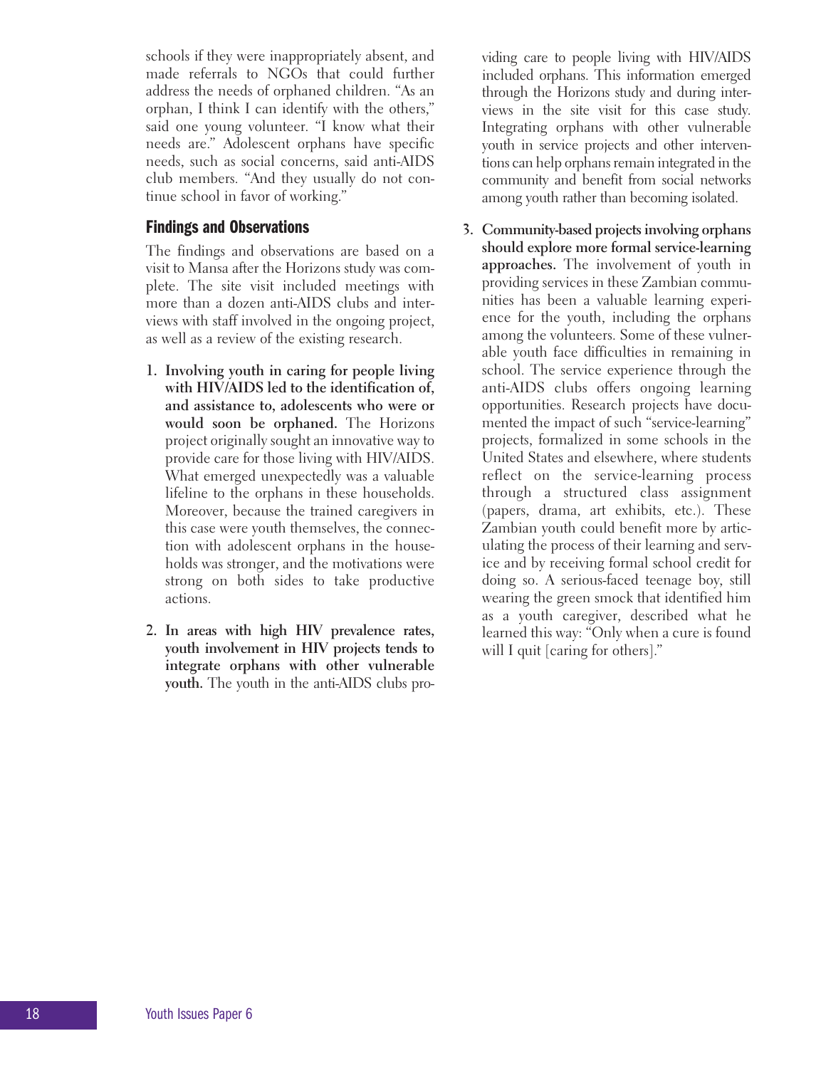schools if they were inappropriately absent, and made referrals to NGOs that could further address the needs of orphaned children. "As an orphan, I think I can identify with the others," said one young volunteer. "I know what their needs are." Adolescent orphans have specific needs, such as social concerns, said anti-AIDS club members. "And they usually do not continue school in favor of working."

## Findings and Observations

The findings and observations are based on a visit to Mansa after the Horizons study was complete. The site visit included meetings with more than a dozen anti-AIDS clubs and interviews with staff involved in the ongoing project, as well as a review of the existing research.

1. **Involving youth in caring for people living with HIV/AIDS led to the identification of, and assistance to, adolescents who were or would soon be orphaned.** The Horizons project originally sought an innovative way to provide care for those living with HIV/AIDS. What emerged unexpectedly was a valuable lifeline to the orphans in these households. Moreover, because the trained caregivers in this case were youth themselves, the connection with adolescent orphans in the households was stronger, and the motivations were strong on both sides to take productive actions.

2. **In areas with high HIV prevalence rates, youth involvement in HIV projects tends to integrate orphans with other vulnerable youth.** The youth in the anti-AIDS clubs providing care to people living with HIV/AIDS included orphans. This information emerged through the Horizons study and during interviews in the site visit for this case study. Integrating orphans with other vulnerable youth in service projects and other interventions can help orphans remain integrated in the community and benefit from social networks among youth rather than becoming isolated.

3. **Community-based projects involving orphans should explore more formal service-learning approaches.** The involvement of youth in providing services in these Zambian communities has been a valuable learning experience for the youth, including the orphans among the volunteers. Some of these vulnerable youth face difficulties in remaining in school. The service experience through the anti-AIDS clubs offers ongoing learning opportunities. Research projects have documented the impact of such "service-learning" projects, formalized in some schools in the United States and elsewhere, where students reflect on the service-learning process through a structured class assignment (papers, drama, art exhibits, etc.). These Zambian youth could benefit more by articulating the process of their learning and service and by receiving formal school credit for doing so. A serious-faced teenage boy, still wearing the green smock that identified him as a youth caregiver, described what he learned this way: "Only when a cure is found will I quit [caring for others]."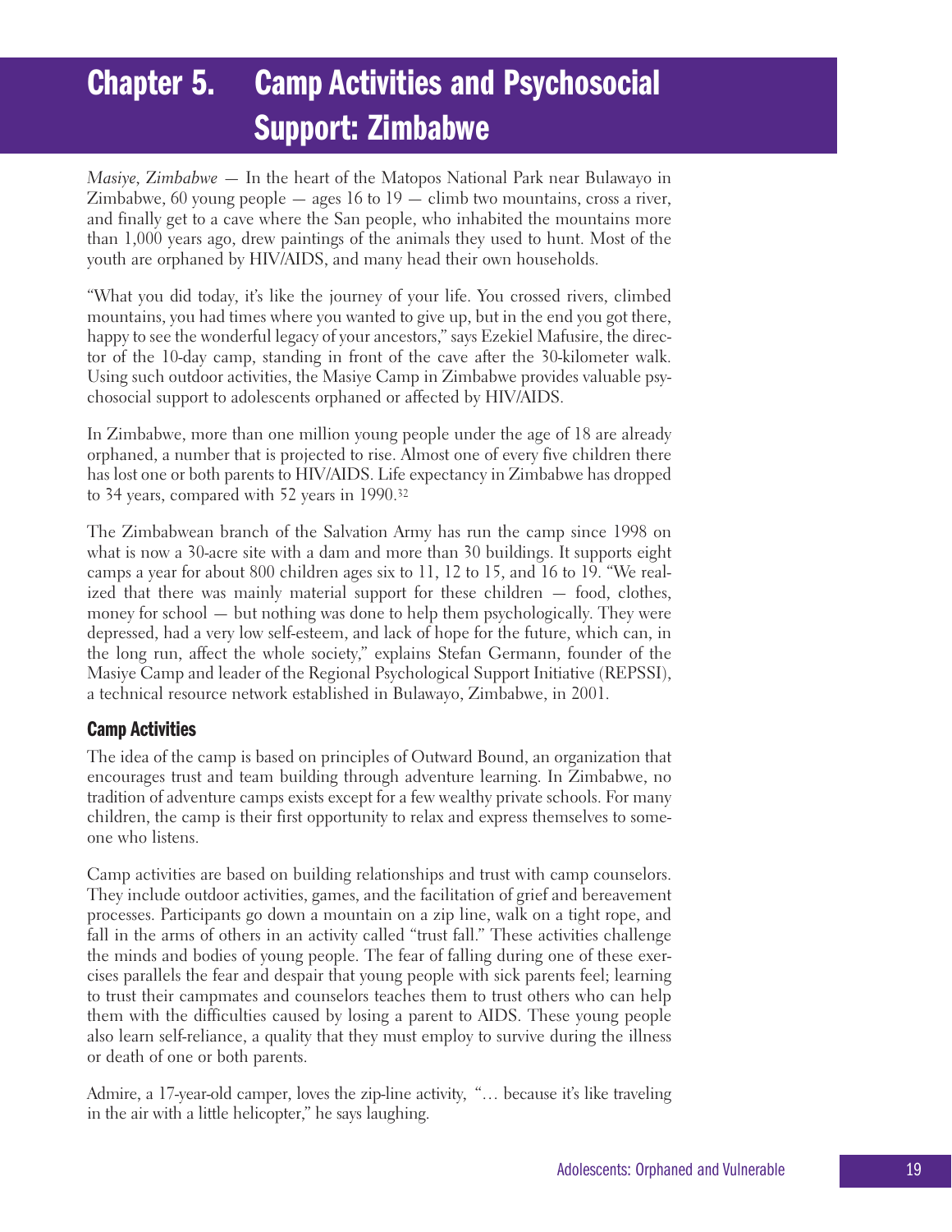# Chapter 5. Camp Activities and Psychosocial Support: Zimbabwe

*Masiye, Zimbabwe* — In the heart of the Matopos National Park near Bulawayo in Zimbabwe, 60 young people — ages 16 to 19 — climb two mountains, cross a river, and finally get to a cave where the San people, who inhabited the mountains more than 1,000 years ago, drew paintings of the animals they used to hunt. Most of the youth are orphaned by HIV/AIDS, and many head their own households.

"What you did today, it's like the journey of your life. You crossed rivers, climbed mountains, you had times where you wanted to give up, but in the end you got there, happy to see the wonderful legacy of your ancestors," says Ezekiel Mafusire, the director of the 10-day camp, standing in front of the cave after the 30-kilometer walk. Using such outdoor activities, the Masiye Camp in Zimbabwe provides valuable psychosocial support to adolescents orphaned or affected by HIV/AIDS.

In Zimbabwe, more than one million young people under the age of 18 are already orphaned, a number that is projected to rise. Almost one of every five children there has lost one or both parents to HIV/AIDS. Life expectancy in Zimbabwe has dropped to 34 years, compared with 52 years in 1990.[32]

The Zimbabwean branch of the Salvation Army has run the camp since 1998 on what is now a 30-acre site with a dam and more than 30 buildings. It supports eight camps a year for about 800 children ages six to 11, 12 to 15, and 16 to 19. "We realized that there was mainly material support for these children — food, clothes, money for school — but nothing was done to help them psychologically. They were depressed, had a very low self-esteem, and lack of hope for the future, which can, in the long run, affect the whole society," explains Stefan Germann, founder of the Masiye Camp and leader of the Regional Psychological Support Initiative (REPSSI), a technical resource network established in Bulawayo, Zimbabwe, in 2001.

## Camp Activities

The idea of the camp is based on principles of Outward Bound, an organization that encourages trust and team building through adventure learning. In Zimbabwe, no tradition of adventure camps exists except for a few wealthy private schools. For many children, the camp is their first opportunity to relax and express themselves to someone who listens.

Camp activities are based on building relationships and trust with camp counselors. They include outdoor activities, games, and the facilitation of grief and bereavement processes. Participants go down a mountain on a zip line, walk on a tight rope, and fall in the arms of others in an activity called "trust fall." These activities challenge the minds and bodies of young people. The fear of falling during one of these exercises parallels the fear and despair that young people with sick parents feel; learning to trust their campmates and counselors teaches them to trust others who can help them with the difficulties caused by losing a parent to AIDS. These young people also learn self-reliance, a quality that they must employ to survive during the illness or death of one or both parents.

Admire, a 17-year-old camper, loves the zip-line activity, "… because it's like traveling in the air with a little helicopter," he says laughing.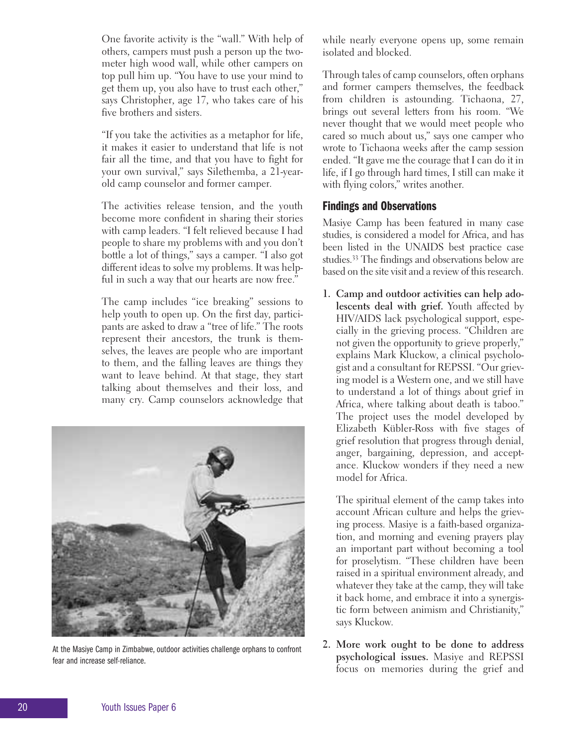One favorite activity is the "wall." With help of others, campers must push a person up the two-meter high wood wall, while other campers on top pull him up. "You have to use your mind to get them up, you also have to trust each other," says Christopher, age 17, who takes care of his five brothers and sisters.

"If you take the activities as a metaphor for life, it makes it easier to understand that life is not fair all the time, and that you have to fight for your own survival," says Silethemba, a 21-year-old camp counselor and former camper.

The activities release tension, and the youth become more confident in sharing their stories with camp leaders. "I felt relieved because I had people to share my problems with and you don't bottle a lot of things," says a camper. "I also got different ideas to solve my problems. It was helpful in such a way that our hearts are now free."

The camp includes "ice breaking" sessions to help youth to open up. On the first day, participants are asked to draw a "tree of life." The roots represent their ancestors, the trunk is themselves, the leaves are people who are important to them, and the falling leaves are things they want to leave behind. At that stage, they start talking about themselves and their loss, and many cry. Camp counselors acknowledge that while nearly everyone opens up, some remain isolated and blocked.

At the Masiye Camp in Zimbabwe, outdoor activities challenge orphans to confront fear and increase self-reliance.

Through tales of camp counselors, often orphans and former campers themselves, the feedback from children is astounding. Tichaona, 27, brings out several letters from his room. "We never thought that we would meet people who cared so much about us," says one camper who wrote to Tichaona weeks after the camp session ended. "It gave me the courage that I can do it in life, if I go through hard times, I still can make it with flying colors," writes another.

## Findings and Observations

Masiye Camp has been featured in many case studies, is considered a model for Africa, and has been listed in the UNAIDS best practice case studies.[33] The findings and observations below are based on the site visit and a review of this research.

1. **Camp and outdoor activities can help adolescents deal with grief.** Youth affected by HIV/AIDS lack psychological support, especially in the grieving process. "Children are not given the opportunity to grieve properly," explains Mark Kluckow, a clinical psychologist and a consultant for REPSSI. "Our grieving model is a Western one, and we still have to understand a lot of things about grief in Africa, where talking about death is taboo." The project uses the model developed by Elizabeth Kübler-Ross with five stages of grief resolution that progress through denial, anger, bargaining, depression, and acceptance. Kluckow wonders if they need a new model for Africa.

   The spiritual element of the camp takes into account African culture and helps the grieving process. Masiye is a faith-based organization, and morning and evening prayers play an important part without becoming a tool for proselytism. "These children have been raised in a spiritual environment already, and whatever they take at the camp, they will take it back home, and embrace it into a synergistic form between animism and Christianity," says Kluckow.

2. **More work ought to be done to address psychological issues.** Masiye and REPSSI focus on memories during the grief and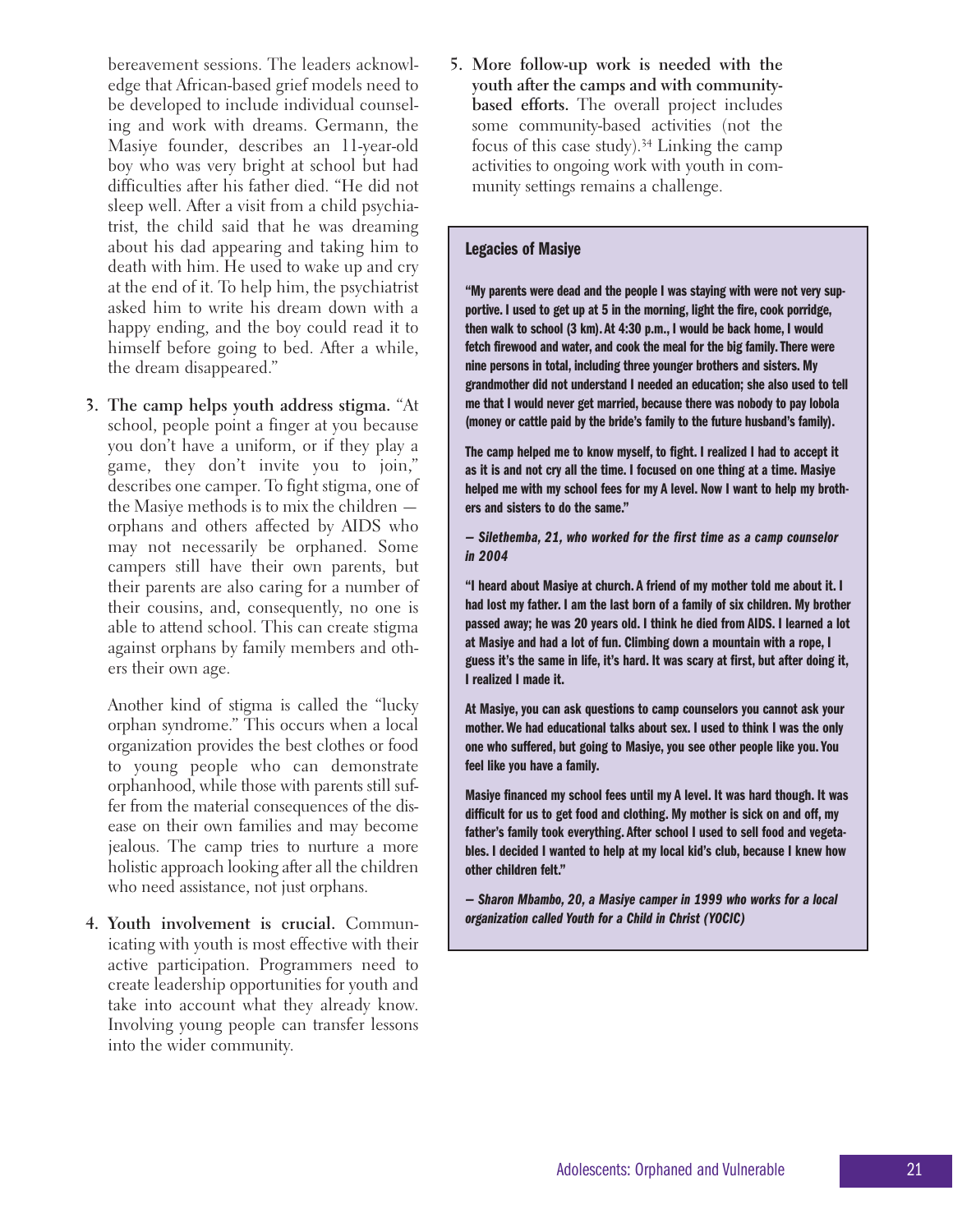bereavement sessions. The leaders acknowledge that African-based grief models need to be developed to include individual counseling and work with dreams. Germann, the Masiye founder, describes an 11-year-old boy who was very bright at school but had difficulties after his father died. "He did not sleep well. After a visit from a child psychiatrist, the child said that he was dreaming about his dad appearing and taking him to death with him. He used to wake up and cry at the end of it. To help him, the psychiatrist asked him to write his dream down with a happy ending, and the boy could read it to himself before going to bed. After a while, the dream disappeared."

3. **The camp helps youth address stigma.** "At school, people point a finger at you because you don't have a uniform, or if they play a game, they don't invite you to join," describes one camper. To fight stigma, one of the Masiye methods is to mix the children — orphans and others affected by AIDS who may not necessarily be orphaned. Some campers still have their own parents, but their parents are also caring for a number of their cousins, and, consequently, no one is able to attend school. This can create stigma against orphans by family members and others their own age.

   Another kind of stigma is called the "lucky orphan syndrome." This occurs when a local organization provides the best clothes or food to young people who can demonstrate orphanhood, while those with parents still suffer from the material consequences of the disease on their own families and may become jealous. The camp tries to nurture a more holistic approach looking after all the children who need assistance, not just orphans.

4. **Youth involvement is crucial.** Communicating with youth is most effective with their active participation. Programmers need to create leadership opportunities for youth and take into account what they already know. Involving young people can transfer lessons into the wider community.

5. **More follow-up work is needed with the youth after the camps and with community-based efforts.** The overall project includes some community-based activities (not the focus of this case study).[34] Linking the camp activities to ongoing work with youth in community settings remains a challenge.

### Legacies of Masiye

**"My parents were dead and the people I was staying with were not very supportive. I used to get up at 5 in the morning, light the fire, cook porridge, then walk to school (3 km). At 4:30 p.m., I would be back home, I would fetch firewood and water, and cook the meal for the big family. There were nine persons in total, including three younger brothers and sisters. My grandmother did not understand I needed an education; she also used to tell me that I would never get married, because there was nobody to pay lobola (money or cattle paid by the bride's family to the future husband's family).**

**The camp helped me to know myself, to fight. I realized I had to accept it as it is and not cry all the time. I focused on one thing at a time. Masiye helped me with my school fees for my A level. Now I want to help my brothers and sisters to do the same."**

***— Silethemba, 21, who worked for the first time as a camp counselor in 2004***

**"I heard about Masiye at church. A friend of my mother told me about it. I had lost my father. I am the last born of a family of six children. My brother passed away; he was 20 years old. I think he died from AIDS. I learned a lot at Masiye and had a lot of fun. Climbing down a mountain with a rope, I guess it's the same in life, it's hard. It was scary at first, but after doing it, I realized I made it.**

**At Masiye, you can ask questions to camp counselors you cannot ask your mother. We had educational talks about sex. I used to think I was the only one who suffered, but going to Masiye, you see other people like you. You feel like you have a family.**

**Masiye financed my school fees until my A level. It was hard though. It was difficult for us to get food and clothing. My mother is sick on and off, my father's family took everything. After school I used to sell food and vegetables. I decided I wanted to help at my local kid's club, because I knew how other children felt."**

***— Sharon Mbambo, 20, a Masiye camper in 1999 who works for a local organization called Youth for a Child in Christ (YOCIC)***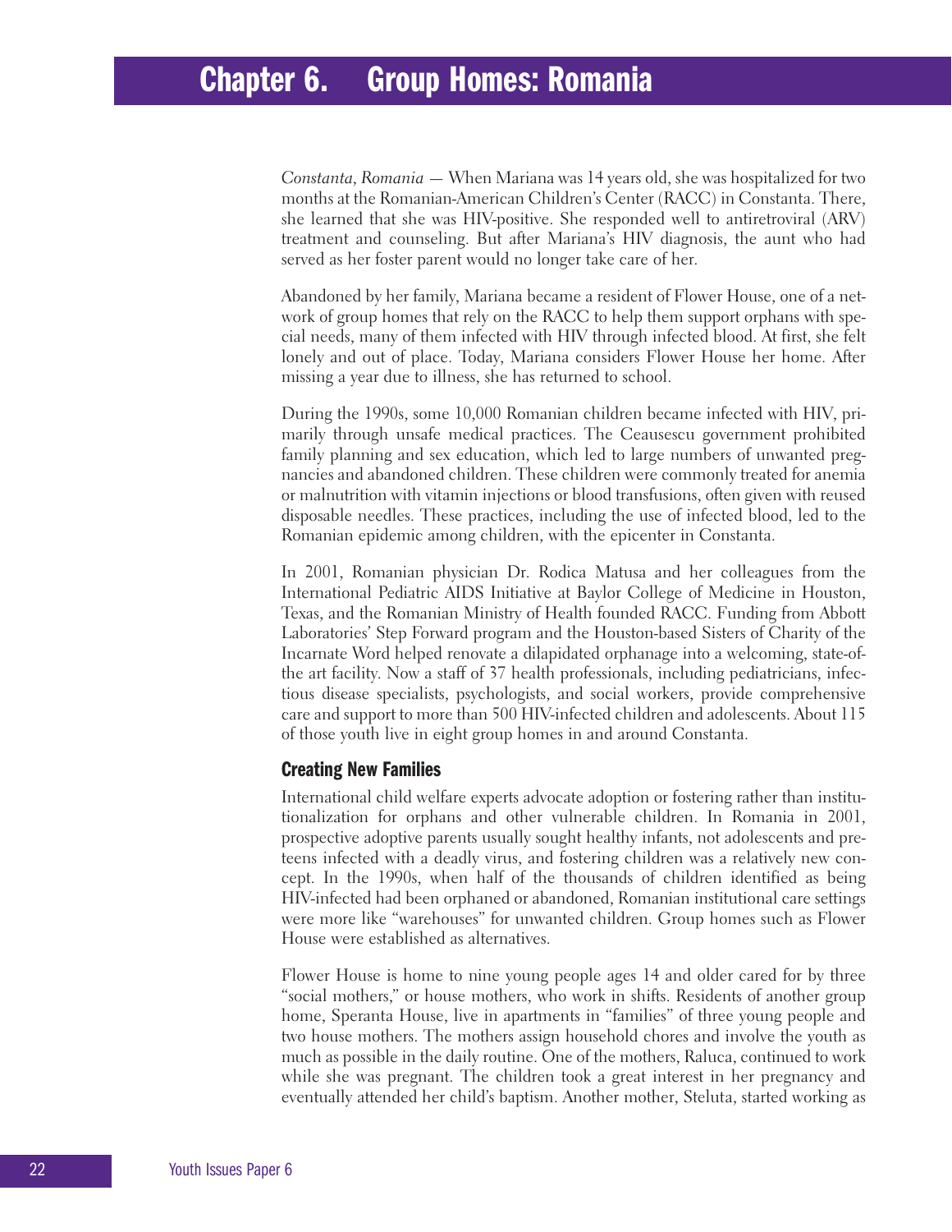# Chapter 6. Group Homes: Romania

*Constanta, Romania* — When Mariana was 14 years old, she was hospitalized for two months at the Romanian-American Children's Center (RACC) in Constanta. There, she learned that she was HIV-positive. She responded well to antiretroviral (ARV) treatment and counseling. But after Mariana's HIV diagnosis, the aunt who had served as her foster parent would no longer take care of her.

Abandoned by her family, Mariana became a resident of Flower House, one of a network of group homes that rely on the RACC to help them support orphans with special needs, many of them infected with HIV through infected blood. At first, she felt lonely and out of place. Today, Mariana considers Flower House her home. After missing a year due to illness, she has returned to school.

During the 1990s, some 10,000 Romanian children became infected with HIV, primarily through unsafe medical practices. The Ceausescu government prohibited family planning and sex education, which led to large numbers of unwanted pregnancies and abandoned children. These children were commonly treated for anemia or malnutrition with vitamin injections or blood transfusions, often given with reused disposable needles. These practices, including the use of infected blood, led to the Romanian epidemic among children, with the epicenter in Constanta.

In 2001, Romanian physician Dr. Rodica Matusa and her colleagues from the International Pediatric AIDS Initiative at Baylor College of Medicine in Houston, Texas, and the Romanian Ministry of Health founded RACC. Funding from Abbott Laboratories' Step Forward program and the Houston-based Sisters of Charity of the Incarnate Word helped renovate a dilapidated orphanage into a welcoming, state-of-the art facility. Now a staff of 37 health professionals, including pediatricians, infectious disease specialists, psychologists, and social workers, provide comprehensive care and support to more than 500 HIV-infected children and adolescents. About 115 of those youth live in eight group homes in and around Constanta.

## Creating New Families

International child welfare experts advocate adoption or fostering rather than institutionalization for orphans and other vulnerable children. In Romania in 2001, prospective adoptive parents usually sought healthy infants, not adolescents and preteens infected with a deadly virus, and fostering children was a relatively new concept. In the 1990s, when half of the thousands of children identified as being HIV-infected had been orphaned or abandoned, Romanian institutional care settings were more like "warehouses" for unwanted children. Group homes such as Flower House were established as alternatives.

Flower House is home to nine young people ages 14 and older cared for by three "social mothers," or house mothers, who work in shifts. Residents of another group home, Speranta House, live in apartments in "families" of three young people and two house mothers. The mothers assign household chores and involve the youth as much as possible in the daily routine. One of the mothers, Raluca, continued to work while she was pregnant. The children took a great interest in her pregnancy and eventually attended her child's baptism. Another mother, Steluta, started working as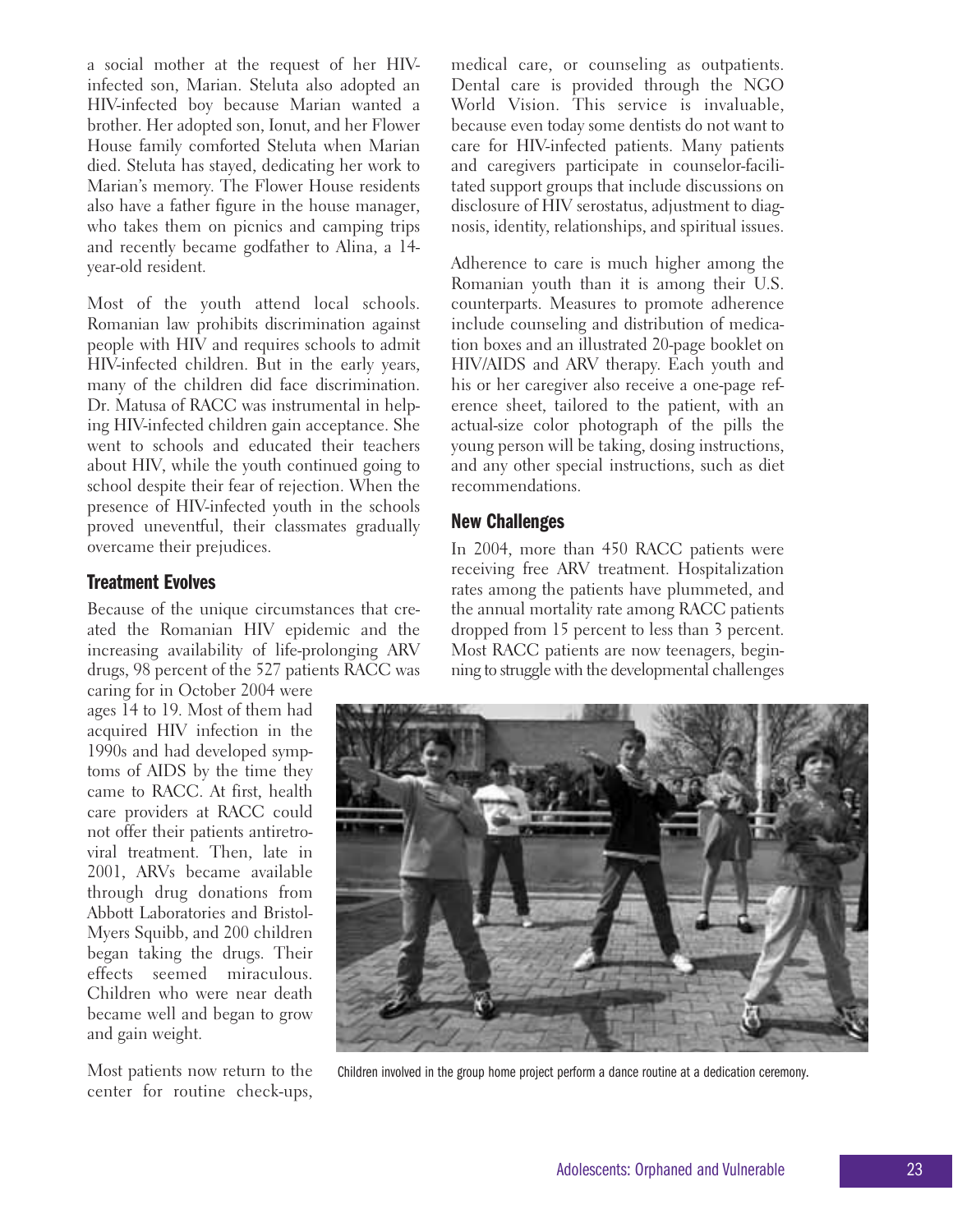a social mother at the request of her HIV-infected son, Marian. Steluta also adopted an HIV-infected boy because Marian wanted a brother. Her adopted son, Ionut, and her Flower House family comforted Steluta when Marian died. Steluta has stayed, dedicating her work to Marian's memory. The Flower House residents also have a father figure in the house manager, who takes them on picnics and camping trips and recently became godfather to Alina, a 14-year-old resident.

Most of the youth attend local schools. Romanian law prohibits discrimination against people with HIV and requires schools to admit HIV-infected children. But in the early years, many of the children did face discrimination. Dr. Matusa of RACC was instrumental in helping HIV-infected children gain acceptance. She went to schools and educated their teachers about HIV, while the youth continued going to school despite their fear of rejection. When the presence of HIV-infected youth in the schools proved uneventful, their classmates gradually overcame their prejudices.

### Treatment Evolves

Because of the unique circumstances that created the Romanian HIV epidemic and the increasing availability of life-prolonging ARV drugs, 98 percent of the 527 patients RACC was caring for in October 2004 were ages 14 to 19. Most of them had acquired HIV infection in the 1990s and had developed symptoms of AIDS by the time they came to RACC. At first, health care providers at RACC could not offer their patients antiretroviral treatment. Then, late in 2001, ARVs became available through drug donations from Abbott Laboratories and Bristol-Myers Squibb, and 200 children began taking the drugs. Their effects seemed miraculous. Children who were near death became well and began to grow and gain weight.

Most patients now return to the center for routine check-ups, medical care, or counseling as outpatients. Dental care is provided through the NGO World Vision. This service is invaluable, because even today some dentists do not want to care for HIV-infected patients. Many patients and caregivers participate in counselor-facilitated support groups that include discussions on disclosure of HIV serostatus, adjustment to diagnosis, identity, relationships, and spiritual issues.

Adherence to care is much higher among the Romanian youth than it is among their U.S. counterparts. Measures to promote adherence include counseling and distribution of medication boxes and an illustrated 20-page booklet on HIV/AIDS and ARV therapy. Each youth and his or her caregiver also receive a one-page reference sheet, tailored to the patient, with an actual-size color photograph of the pills the young person will be taking, dosing instructions, and any other special instructions, such as diet recommendations.

### New Challenges

In 2004, more than 450 RACC patients were receiving free ARV treatment. Hospitalization rates among the patients have plummeted, and the annual mortality rate among RACC patients dropped from 15 percent to less than 3 percent. Most RACC patients are now teenagers, beginning to struggle with the developmental challenges

Children involved in the group home project perform a dance routine at a dedication ceremony.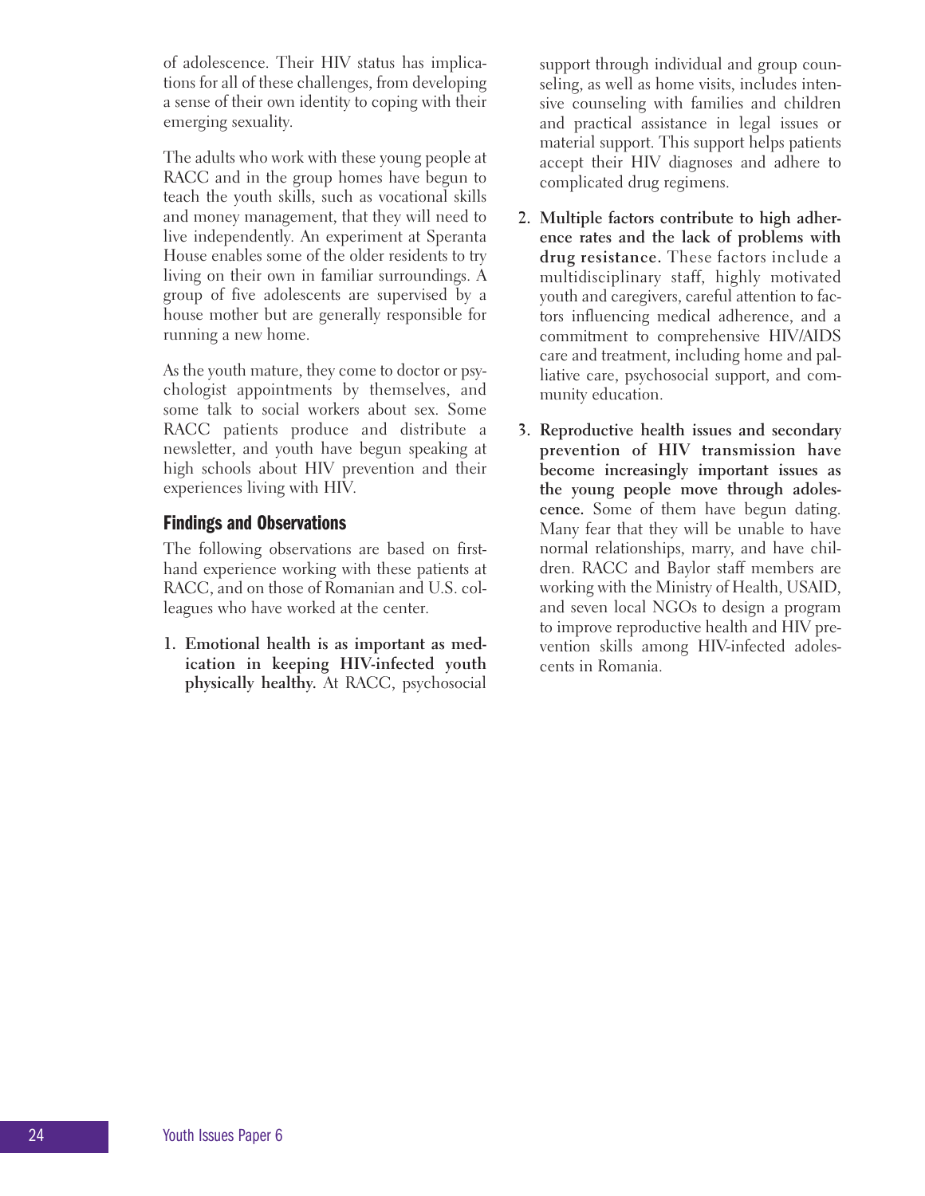of adolescence. Their HIV status has implications for all of these challenges, from developing a sense of their own identity to coping with their emerging sexuality.

The adults who work with these young people at RACC and in the group homes have begun to teach the youth skills, such as vocational skills and money management, that they will need to live independently. An experiment at Speranta House enables some of the older residents to try living on their own in familiar surroundings. A group of five adolescents are supervised by a house mother but are generally responsible for running a new home.

As the youth mature, they come to doctor or psychologist appointments by themselves, and some talk to social workers about sex. Some RACC patients produce and distribute a newsletter, and youth have begun speaking at high schools about HIV prevention and their experiences living with HIV.

### Findings and Observations

The following observations are based on first-hand experience working with these patients at RACC, and on those of Romanian and U.S. colleagues who have worked at the center.

1. **Emotional health is as important as medication in keeping HIV-infected youth physically healthy.** At RACC, psychosocial support through individual and group counseling, as well as home visits, includes intensive counseling with families and children and practical assistance in legal issues or material support. This support helps patients accept their HIV diagnoses and adhere to complicated drug regimens.
2. **Multiple factors contribute to high adherence rates and the lack of problems with drug resistance.** These factors include a multidisciplinary staff, highly motivated youth and caregivers, careful attention to factors influencing medical adherence, and a commitment to comprehensive HIV/AIDS care and treatment, including home and palliative care, psychosocial support, and community education.
3. **Reproductive health issues and secondary prevention of HIV transmission have become increasingly important issues as the young people move through adolescence.** Some of them have begun dating. Many fear that they will be unable to have normal relationships, marry, and have children. RACC and Baylor staff members are working with the Ministry of Health, USAID, and seven local NGOs to design a program to improve reproductive health and HIV prevention skills among HIV-infected adolescents in Romania.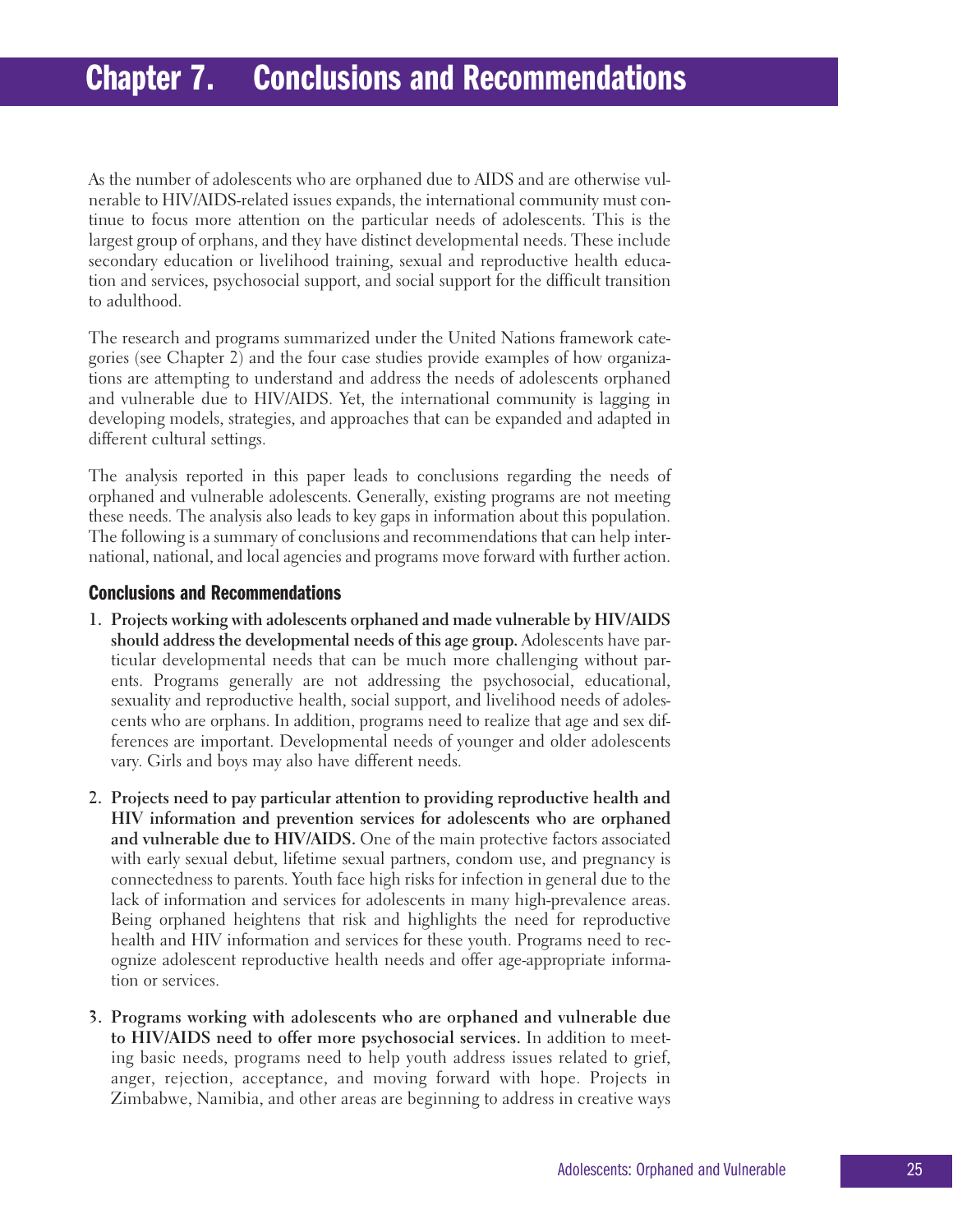# Chapter 7. Conclusions and Recommendations

As the number of adolescents who are orphaned due to AIDS and are otherwise vulnerable to HIV/AIDS-related issues expands, the international community must continue to focus more attention on the particular needs of adolescents. This is the largest group of orphans, and they have distinct developmental needs. These include secondary education or livelihood training, sexual and reproductive health education and services, psychosocial support, and social support for the difficult transition to adulthood.

The research and programs summarized under the United Nations framework categories (see Chapter 2) and the four case studies provide examples of how organizations are attempting to understand and address the needs of adolescents orphaned and vulnerable due to HIV/AIDS. Yet, the international community is lagging in developing models, strategies, and approaches that can be expanded and adapted in different cultural settings.

The analysis reported in this paper leads to conclusions regarding the needs of orphaned and vulnerable adolescents. Generally, existing programs are not meeting these needs. The analysis also leads to key gaps in information about this population. The following is a summary of conclusions and recommendations that can help international, national, and local agencies and programs move forward with further action.

## Conclusions and Recommendations

1. **Projects working with adolescents orphaned and made vulnerable by HIV/AIDS should address the developmental needs of this age group.** Adolescents have particular developmental needs that can be much more challenging without parents. Programs generally are not addressing the psychosocial, educational, sexuality and reproductive health, social support, and livelihood needs of adolescents who are orphans. In addition, programs need to realize that age and sex differences are important. Developmental needs of younger and older adolescents vary. Girls and boys may also have different needs.

2. **Projects need to pay particular attention to providing reproductive health and HIV information and prevention services for adolescents who are orphaned and vulnerable due to HIV/AIDS.** One of the main protective factors associated with early sexual debut, lifetime sexual partners, condom use, and pregnancy is connectedness to parents. Youth face high risks for infection in general due to the lack of information and services for adolescents in many high-prevalence areas. Being orphaned heightens that risk and highlights the need for reproductive health and HIV information and services for these youth. Programs need to recognize adolescent reproductive health needs and offer age-appropriate information or services.

3. **Programs working with adolescents who are orphaned and vulnerable due to HIV/AIDS need to offer more psychosocial services.** In addition to meeting basic needs, programs need to help youth address issues related to grief, anger, rejection, acceptance, and moving forward with hope. Projects in Zimbabwe, Namibia, and other areas are beginning to address in creative ways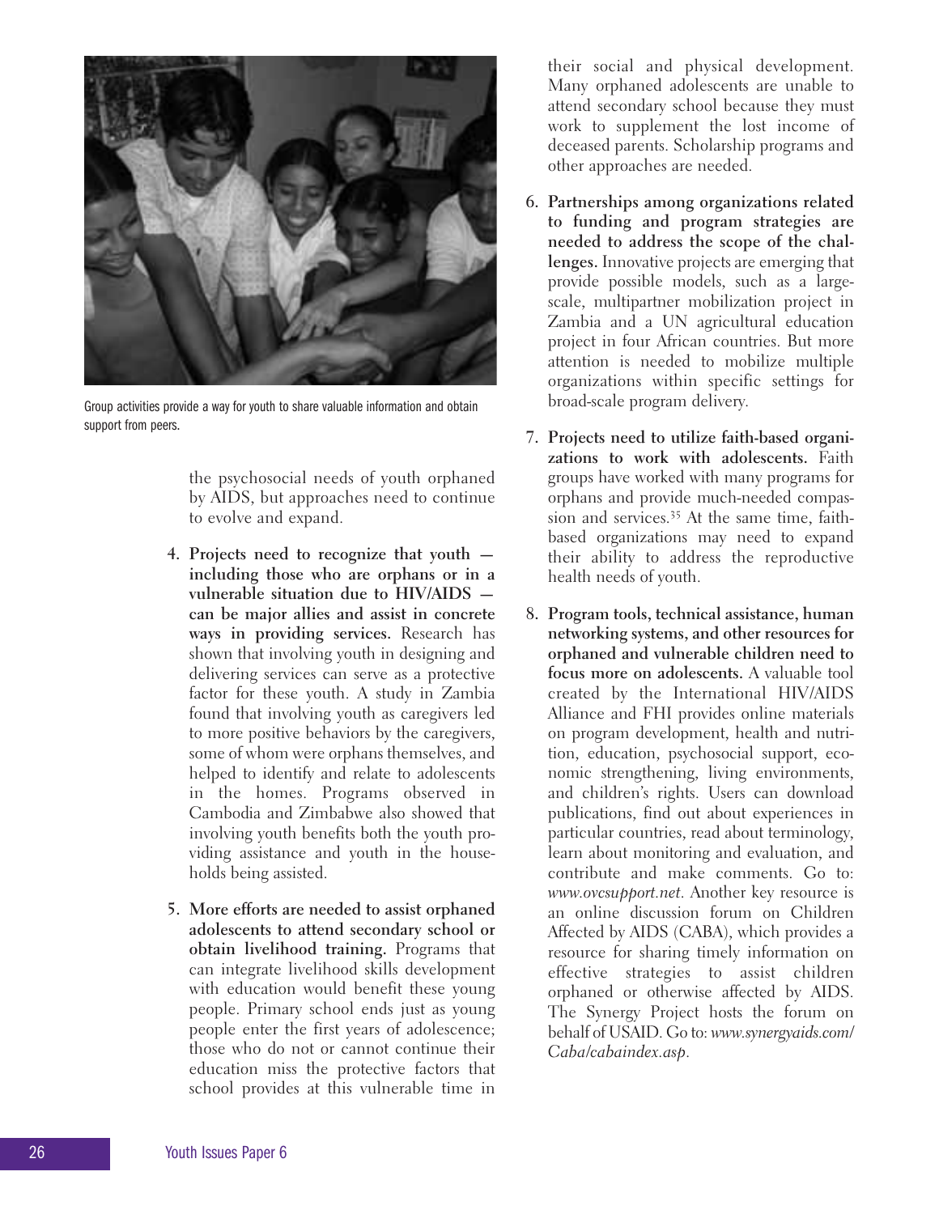Group activities provide a way for youth to share valuable information and obtain support from peers.

the psychosocial needs of youth orphaned by AIDS, but approaches need to continue to evolve and expand.

4. **Projects need to recognize that youth — including those who are orphans or in a vulnerable situation due to HIV/AIDS — can be major allies and assist in concrete ways in providing services.** Research has shown that involving youth in designing and delivering services can serve as a protective factor for these youth. A study in Zambia found that involving youth as caregivers led to more positive behaviors by the caregivers, some of whom were orphans themselves, and helped to identify and relate to adolescents in the homes. Programs observed in Cambodia and Zimbabwe also showed that involving youth benefits both the youth providing assistance and youth in the households being assisted.

5. **More efforts are needed to assist orphaned adolescents to attend secondary school or obtain livelihood training.** Programs that can integrate livelihood skills development with education would benefit these young people. Primary school ends just as young people enter the first years of adolescence; those who do not or cannot continue their education miss the protective factors that school provides at this vulnerable time in their social and physical development. Many orphaned adolescents are unable to attend secondary school because they must work to supplement the lost income of deceased parents. Scholarship programs and other approaches are needed.

6. **Partnerships among organizations related to funding and program strategies are needed to address the scope of the challenges.** Innovative projects are emerging that provide possible models, such as a large-scale, multipartner mobilization project in Zambia and a UN agricultural education project in four African countries. But more attention is needed to mobilize multiple organizations within specific settings for broad-scale program delivery.

7. **Projects need to utilize faith-based organizations to work with adolescents.** Faith groups have worked with many programs for orphans and provide much-needed compassion and services.[35] At the same time, faith-based organizations may need to expand their ability to address the reproductive health needs of youth.

8. **Program tools, technical assistance, human networking systems, and other resources for orphaned and vulnerable children need to focus more on adolescents.** A valuable tool created by the International HIV/AIDS Alliance and FHI provides online materials on program development, health and nutrition, education, psychosocial support, economic strengthening, living environments, and children's rights. Users can download publications, find out about experiences in particular countries, read about terminology, learn about monitoring and evaluation, and contribute and make comments. Go to: *www.ovcsupport.net*. Another key resource is an online discussion forum on Children Affected by AIDS (CABA), which provides a resource for sharing timely information on effective strategies to assist children orphaned or otherwise affected by AIDS. The Synergy Project hosts the forum on behalf of USAID. Go to: *www.synergyaids.com/Caba/cabaindex.asp*.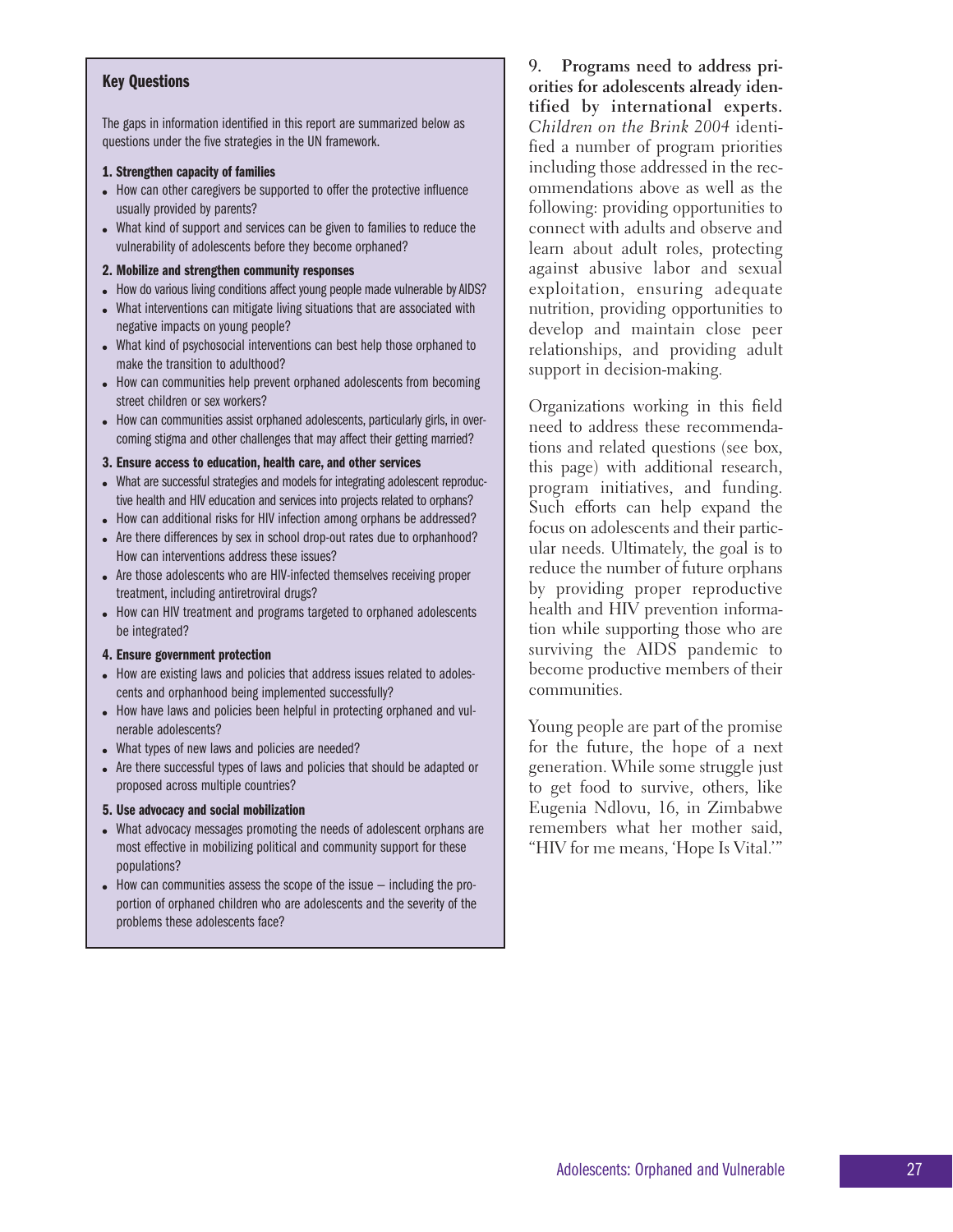## Key Questions

The gaps in information identified in this report are summarized below as questions under the five strategies in the UN framework.

**1. Strengthen capacity of families**

- How can other caregivers be supported to offer the protective influence usually provided by parents?
- What kind of support and services can be given to families to reduce the vulnerability of adolescents before they become orphaned?

**2. Mobilize and strengthen community responses**

- How do various living conditions affect young people made vulnerable by AIDS?
- What interventions can mitigate living situations that are associated with negative impacts on young people?
- What kind of psychosocial interventions can best help those orphaned to make the transition to adulthood?
- How can communities help prevent orphaned adolescents from becoming street children or sex workers?
- How can communities assist orphaned adolescents, particularly girls, in overcoming stigma and other challenges that may affect their getting married?

**3. Ensure access to education, health care, and other services**

- What are successful strategies and models for integrating adolescent reproductive health and HIV education and services into projects related to orphans?
- How can additional risks for HIV infection among orphans be addressed?
- Are there differences by sex in school drop-out rates due to orphanhood? How can interventions address these issues?
- Are those adolescents who are HIV-infected themselves receiving proper treatment, including antiretroviral drugs?
- How can HIV treatment and programs targeted to orphaned adolescents be integrated?

**4. Ensure government protection**

- How are existing laws and policies that address issues related to adolescents and orphanhood being implemented successfully?
- How have laws and policies been helpful in protecting orphaned and vulnerable adolescents?
- What types of new laws and policies are needed?
- Are there successful types of laws and policies that should be adapted or proposed across multiple countries?

**5. Use advocacy and social mobilization**

- What advocacy messages promoting the needs of adolescent orphans are most effective in mobilizing political and community support for these populations?
- How can communities assess the scope of the issue – including the proportion of orphaned children who are adolescents and the severity of the problems these adolescents face?

**9. Programs need to address priorities for adolescents already identified by international experts.** *Children on the Brink 2004* identified a number of program priorities including those addressed in the recommendations above as well as the following: providing opportunities to connect with adults and observe and learn about adult roles, protecting against abusive labor and sexual exploitation, ensuring adequate nutrition, providing opportunities to develop and maintain close peer relationships, and providing adult support in decision-making.

Organizations working in this field need to address these recommendations and related questions (see box, this page) with additional research, program initiatives, and funding. Such efforts can help expand the focus on adolescents and their particular needs. Ultimately, the goal is to reduce the number of future orphans by providing proper reproductive health and HIV prevention information while supporting those who are surviving the AIDS pandemic to become productive members of their communities.

Young people are part of the promise for the future, the hope of a next generation. While some struggle just to get food to survive, others, like Eugenia Ndlovu, 16, in Zimbabwe remembers what her mother said, "HIV for me means, 'Hope Is Vital.'"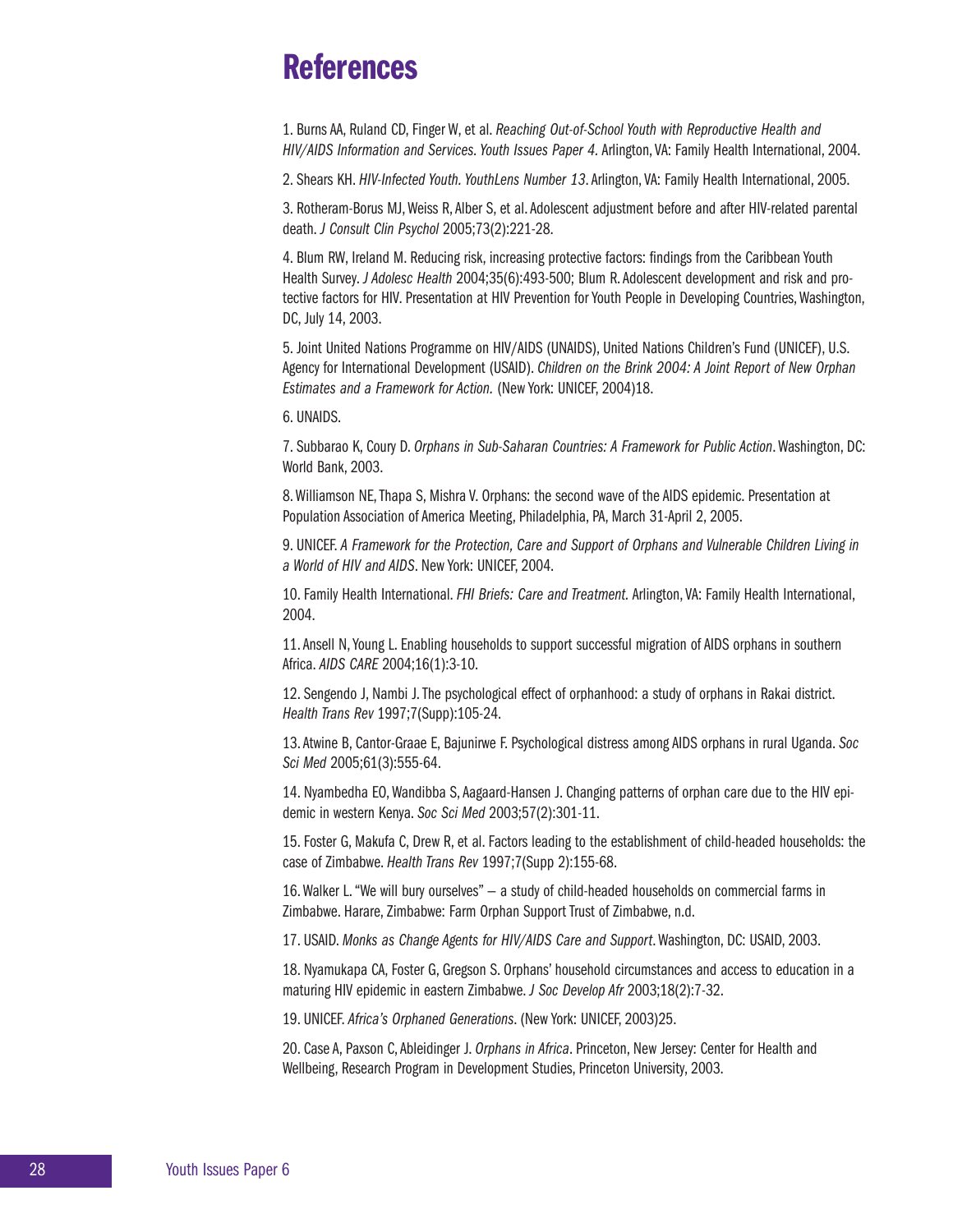# References

1. Burns AA, Ruland CD, Finger W, et al. *Reaching Out-of-School Youth with Reproductive Health and HIV/AIDS Information and Services. Youth Issues Paper 4*. Arlington, VA: Family Health International, 2004.

2. Shears KH. *HIV-Infected Youth. YouthLens Number 13*. Arlington, VA: Family Health International, 2005.

3. Rotheram-Borus MJ, Weiss R, Alber S, et al. Adolescent adjustment before and after HIV-related parental death. *J Consult Clin Psychol* 2005;73(2):221-28.

4. Blum RW, Ireland M. Reducing risk, increasing protective factors: findings from the Caribbean Youth Health Survey. *J Adolesc Health* 2004;35(6):493-500; Blum R. Adolescent development and risk and protective factors for HIV. Presentation at HIV Prevention for Youth People in Developing Countries, Washington, DC, July 14, 2003.

5. Joint United Nations Programme on HIV/AIDS (UNAIDS), United Nations Children's Fund (UNICEF), U.S. Agency for International Development (USAID). *Children on the Brink 2004: A Joint Report of New Orphan Estimates and a Framework for Action.* (New York: UNICEF, 2004)18.

6. UNAIDS.

7. Subbarao K, Coury D. *Orphans in Sub-Saharan Countries: A Framework for Public Action*. Washington, DC: World Bank, 2003.

8. Williamson NE, Thapa S, Mishra V. Orphans: the second wave of the AIDS epidemic. Presentation at Population Association of America Meeting, Philadelphia, PA, March 31-April 2, 2005.

9. UNICEF. *A Framework for the Protection, Care and Support of Orphans and Vulnerable Children Living in a World of HIV and AIDS*. New York: UNICEF, 2004.

10. Family Health International. *FHI Briefs: Care and Treatment.* Arlington, VA: Family Health International, 2004.

11. Ansell N, Young L. Enabling households to support successful migration of AIDS orphans in southern Africa. *AIDS CARE* 2004;16(1):3-10.

12. Sengendo J, Nambi J. The psychological effect of orphanhood: a study of orphans in Rakai district. *Health Trans Rev* 1997;7(Supp):105-24.

13. Atwine B, Cantor-Graae E, Bajunirwe F. Psychological distress among AIDS orphans in rural Uganda. *Soc Sci Med* 2005;61(3):555-64.

14. Nyambedha EO, Wandibba S, Aagaard-Hansen J. Changing patterns of orphan care due to the HIV epidemic in western Kenya. *Soc Sci Med* 2003;57(2):301-11.

15. Foster G, Makufa C, Drew R, et al. Factors leading to the establishment of child-headed households: the case of Zimbabwe. *Health Trans Rev* 1997;7(Supp 2):155-68.

16. Walker L. "We will bury ourselves" – a study of child-headed households on commercial farms in Zimbabwe. Harare, Zimbabwe: Farm Orphan Support Trust of Zimbabwe, n.d.

17. USAID. *Monks as Change Agents for HIV/AIDS Care and Support*. Washington, DC: USAID, 2003.

18. Nyamukapa CA, Foster G, Gregson S. Orphans' household circumstances and access to education in a maturing HIV epidemic in eastern Zimbabwe. *J Soc Develop Afr* 2003;18(2):7-32.

19. UNICEF. *Africa's Orphaned Generations*. (New York: UNICEF, 2003)25.

20. Case A, Paxson C, Ableidinger J. *Orphans in Africa*. Princeton, New Jersey: Center for Health and Wellbeing, Research Program in Development Studies, Princeton University, 2003.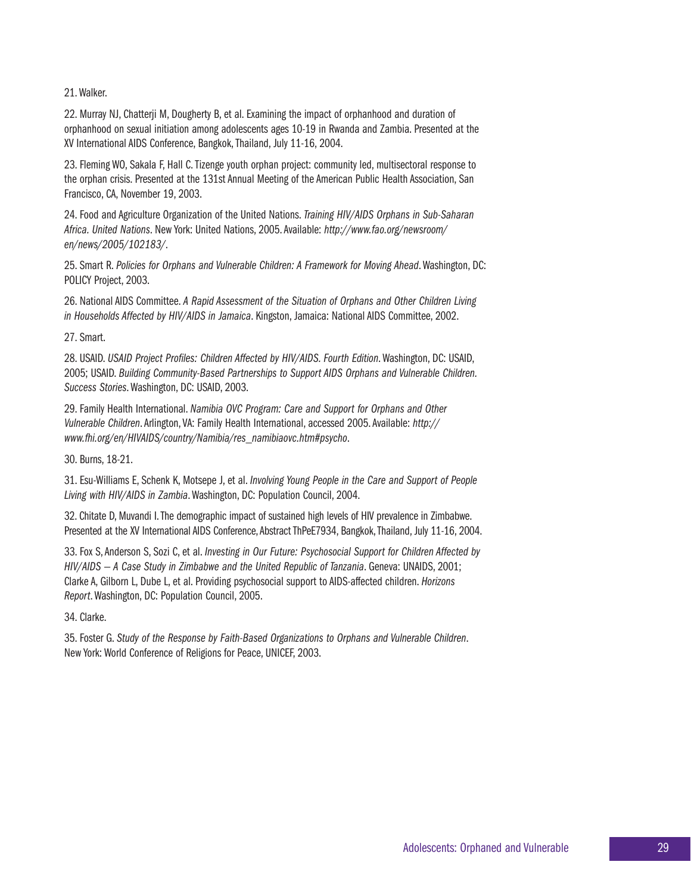21. Walker.

22. Murray NJ, Chatterji M, Dougherty B, et al. Examining the impact of orphanhood and duration of orphanhood on sexual initiation among adolescents ages 10-19 in Rwanda and Zambia. Presented at the XV International AIDS Conference, Bangkok, Thailand, July 11-16, 2004.

23. Fleming WO, Sakala F, Hall C. Tizenge youth orphan project: community led, multisectoral response to the orphan crisis. Presented at the 131st Annual Meeting of the American Public Health Association, San Francisco, CA, November 19, 2003.

24. Food and Agriculture Organization of the United Nations. *Training HIV/AIDS Orphans in Sub-Saharan Africa. United Nations*. New York: United Nations, 2005. Available: *http://www.fao.org/newsroom/en/news/2005/102183/*.

25. Smart R. *Policies for Orphans and Vulnerable Children: A Framework for Moving Ahead*. Washington, DC: POLICY Project, 2003.

26. National AIDS Committee. *A Rapid Assessment of the Situation of Orphans and Other Children Living in Households Affected by HIV/AIDS in Jamaica*. Kingston, Jamaica: National AIDS Committee, 2002.

27. Smart.

28. USAID. *USAID Project Profiles: Children Affected by HIV/AIDS. Fourth Edition*. Washington, DC: USAID, 2005; USAID. *Building Community-Based Partnerships to Support AIDS Orphans and Vulnerable Children. Success Stories*. Washington, DC: USAID, 2003.

29. Family Health International. *Namibia OVC Program: Care and Support for Orphans and Other Vulnerable Children*. Arlington, VA: Family Health International, accessed 2005. Available: *http://www.fhi.org/en/HIVAIDS/country/Namibia/res_namibiaovc.htm#psycho*.

30. Burns, 18-21.

31. Esu-Williams E, Schenk K, Motsepe J, et al. *Involving Young People in the Care and Support of People Living with HIV/AIDS in Zambia*. Washington, DC: Population Council, 2004.

32. Chitate D, Muvandi I. The demographic impact of sustained high levels of HIV prevalence in Zimbabwe. Presented at the XV International AIDS Conference, Abstract ThPeE7934, Bangkok, Thailand, July 11-16, 2004.

33. Fox S, Anderson S, Sozi C, et al. *Investing in Our Future: Psychosocial Support for Children Affected by HIV/AIDS – A Case Study in Zimbabwe and the United Republic of Tanzania*. Geneva: UNAIDS, 2001; Clarke A, Gilborn L, Dube L, et al. Providing psychosocial support to AIDS-affected children. *Horizons Report*. Washington, DC: Population Council, 2005.

34. Clarke.

35. Foster G. *Study of the Response by Faith-Based Organizations to Orphans and Vulnerable Children*. New York: World Conference of Religions for Peace, UNICEF, 2003.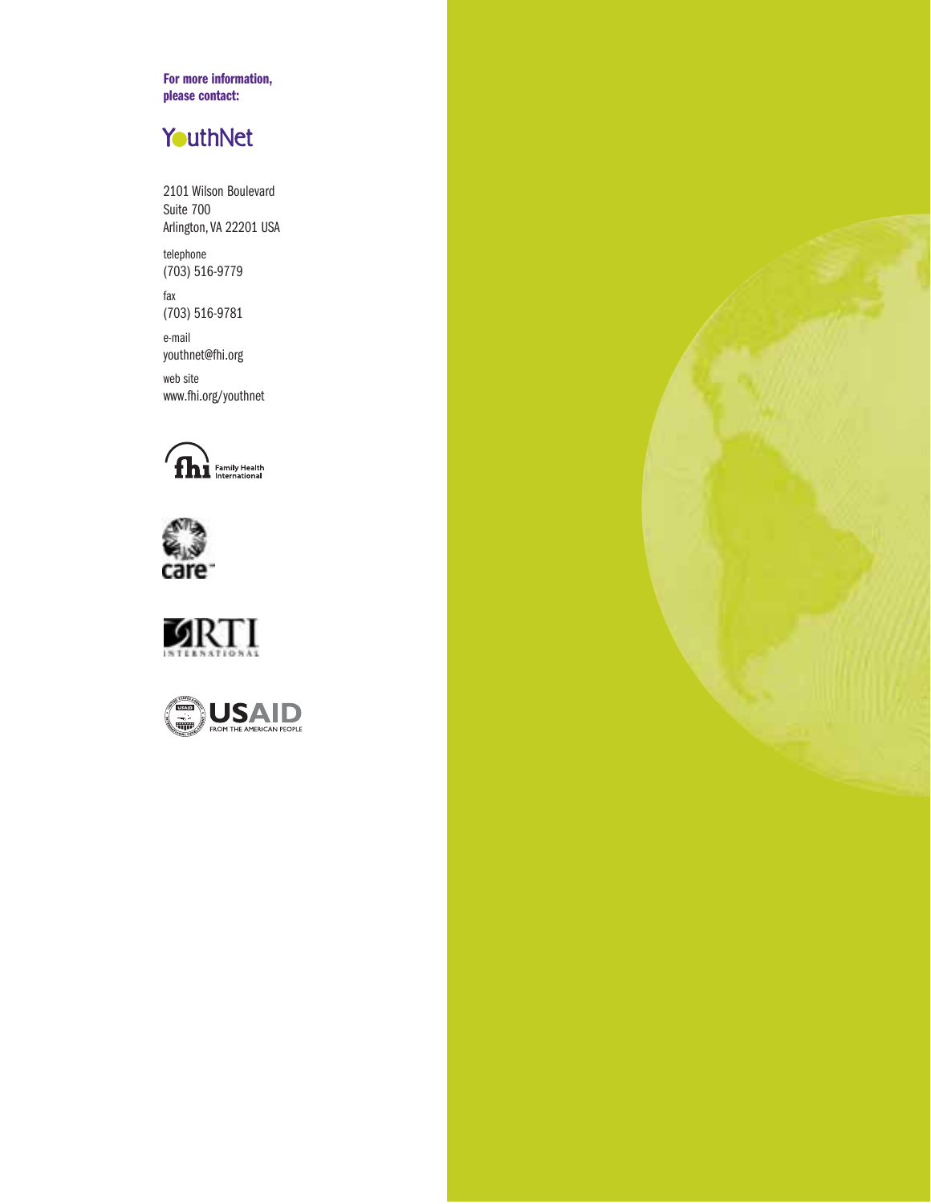**For more information, please contact:**

YouthNet

2101 Wilson Boulevard
Suite 700
Arlington, VA 22201 USA

telephone
(703) 516-9779

fax
(703) 516-9781

e-mail
youthnet@fhi.org

web site
www.fhi.org/youthnet

fhi Family Health International

care

RTI INTERNATIONAL

USAID FROM THE AMERICAN PEOPLE